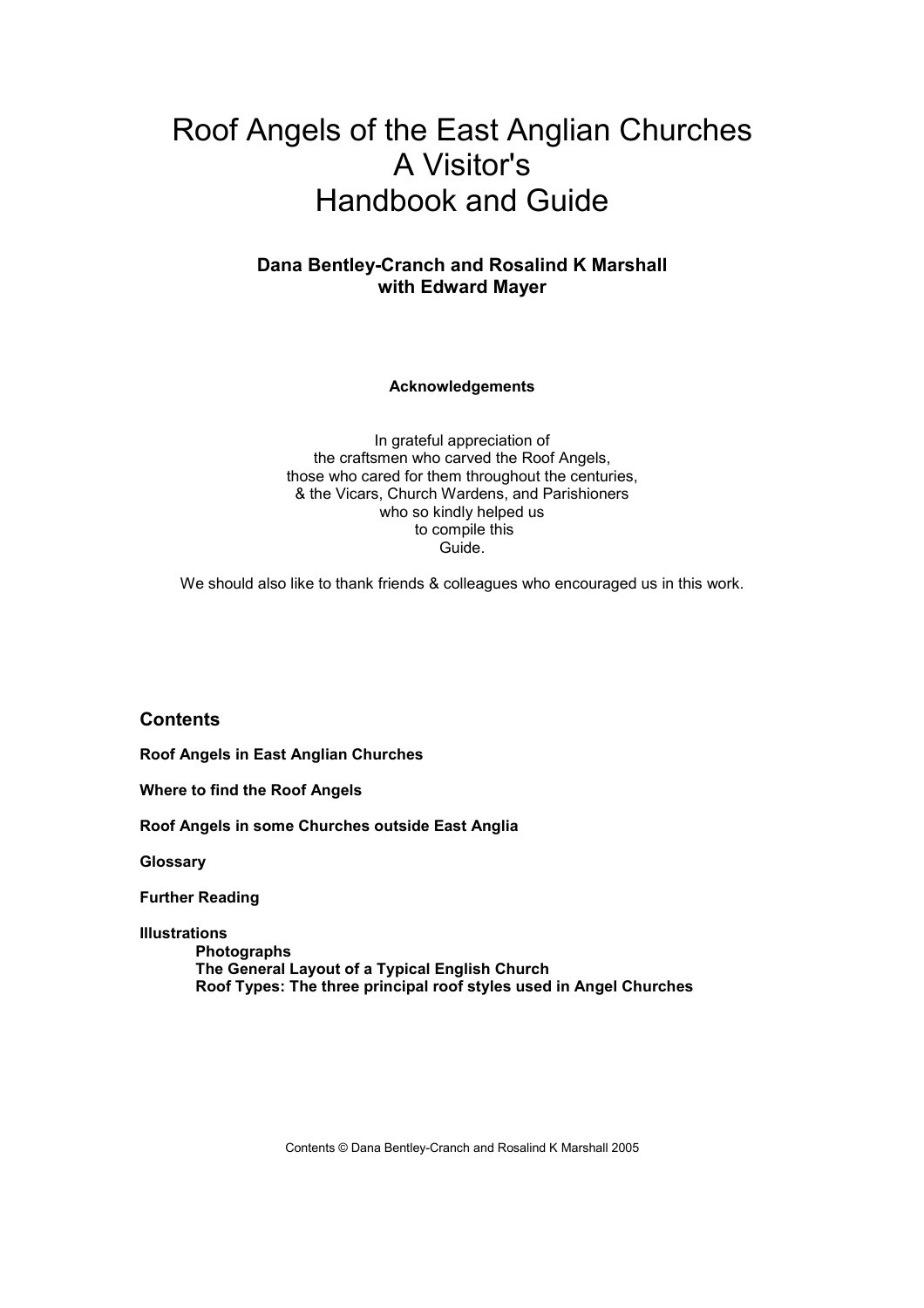# Roof Angels of the East Anglian Churches
# A Visitor's
# Handbook and Guide

**Dana Bentley-Cranch and Rosalind K Marshall**
**with Edward Mayer**

**Acknowledgements**

In grateful appreciation of
the craftsmen who carved the Roof Angels,
those who cared for them throughout the centuries,
& the Vicars, Church Wardens, and Parishioners
who so kindly helped us
to compile this
Guide.

We should also like to thank friends & colleagues who encouraged us in this work.

## Contents

**Roof Angels in East Anglian Churches**

**Where to find the Roof Angels**

**Roof Angels in some Churches outside East Anglia**

**Glossary**

**Further Reading**

**Illustrations**

- **Photographs**
- **The General Layout of a Typical English Church**
- **Roof Types: The three principal roof styles used in Angel Churches**

Contents © Dana Bentley-Cranch and Rosalind K Marshall 2005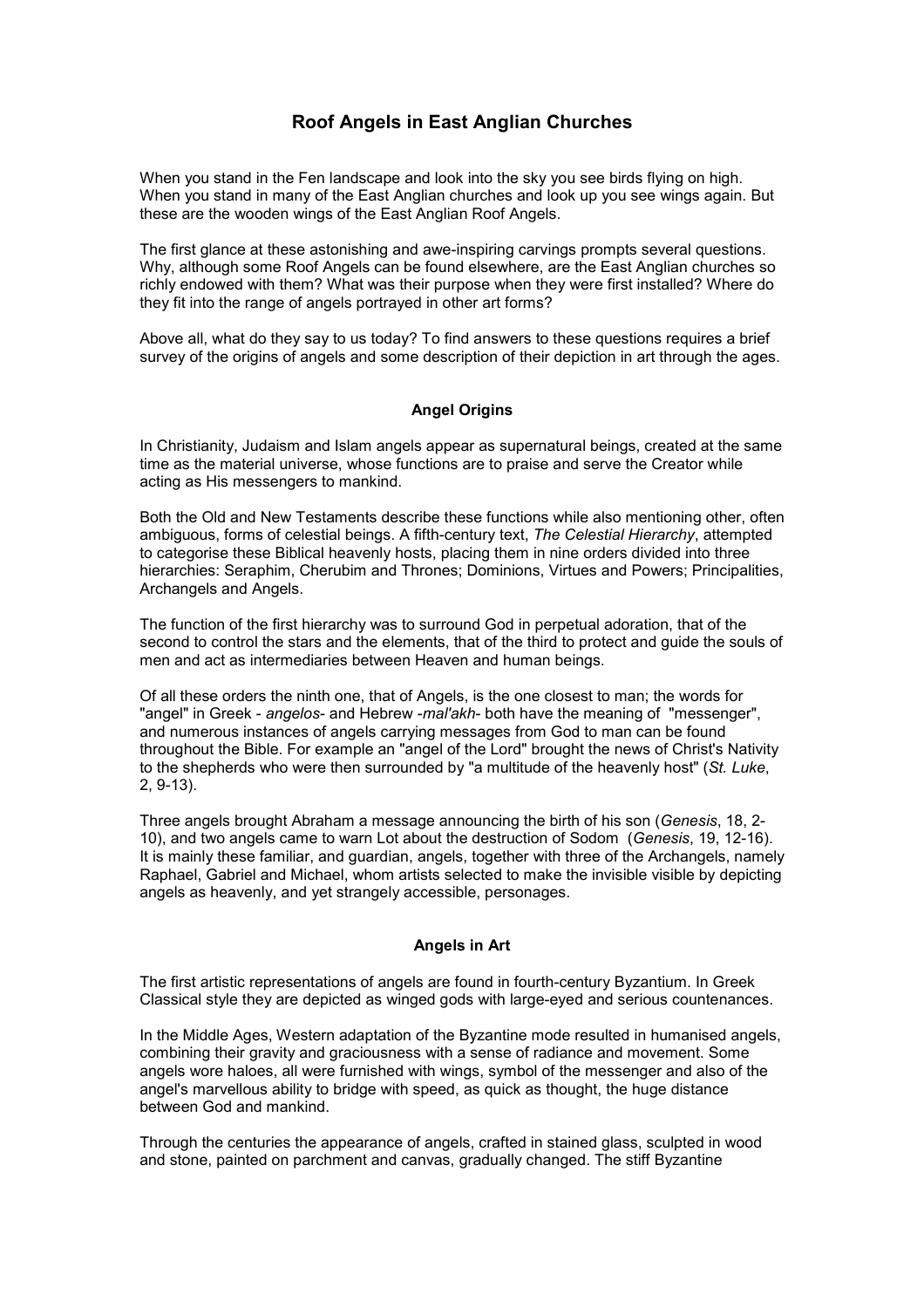# Roof Angels in East Anglian Churches

When you stand in the Fen landscape and look into the sky you see birds flying on high. When you stand in many of the East Anglian churches and look up you see wings again. But these are the wooden wings of the East Anglian Roof Angels.

The first glance at these astonishing and awe-inspiring carvings prompts several questions. Why, although some Roof Angels can be found elsewhere, are the East Anglian churches so richly endowed with them? What was their purpose when they were first installed? Where do they fit into the range of angels portrayed in other art forms?

Above all, what do they say to us today? To find answers to these questions requires a brief survey of the origins of angels and some description of their depiction in art through the ages.

### Angel Origins

In Christianity, Judaism and Islam angels appear as supernatural beings, created at the same time as the material universe, whose functions are to praise and serve the Creator while acting as His messengers to mankind.

Both the Old and New Testaments describe these functions while also mentioning other, often ambiguous, forms of celestial beings. A fifth-century text, *The Celestial Hierarchy*, attempted to categorise these Biblical heavenly hosts, placing them in nine orders divided into three hierarchies: Seraphim, Cherubim and Thrones; Dominions, Virtues and Powers; Principalities, Archangels and Angels.

The function of the first hierarchy was to surround God in perpetual adoration, that of the second to control the stars and the elements, that of the third to protect and guide the souls of men and act as intermediaries between Heaven and human beings.

Of all these orders the ninth one, that of Angels, is the one closest to man; the words for "angel" in Greek - *angelos*- and Hebrew -*mal'akh*- both have the meaning of "messenger", and numerous instances of angels carrying messages from God to man can be found throughout the Bible. For example an "angel of the Lord" brought the news of Christ's Nativity to the shepherds who were then surrounded by "a multitude of the heavenly host" (*St. Luke*, 2, 9-13).

Three angels brought Abraham a message announcing the birth of his son (*Genesis*, 18, 2-10), and two angels came to warn Lot about the destruction of Sodom (*Genesis*, 19, 12-16). It is mainly these familiar, and guardian, angels, together with three of the Archangels, namely Raphael, Gabriel and Michael, whom artists selected to make the invisible visible by depicting angels as heavenly, and yet strangely accessible, personages.

### Angels in Art

The first artistic representations of angels are found in fourth-century Byzantium. In Greek Classical style they are depicted as winged gods with large-eyed and serious countenances.

In the Middle Ages, Western adaptation of the Byzantine mode resulted in humanised angels, combining their gravity and graciousness with a sense of radiance and movement. Some angels wore haloes, all were furnished with wings, symbol of the messenger and also of the angel's marvellous ability to bridge with speed, as quick as thought, the huge distance between God and mankind.

Through the centuries the appearance of angels, crafted in stained glass, sculpted in wood and stone, painted on parchment and canvas, gradually changed. The stiff Byzantine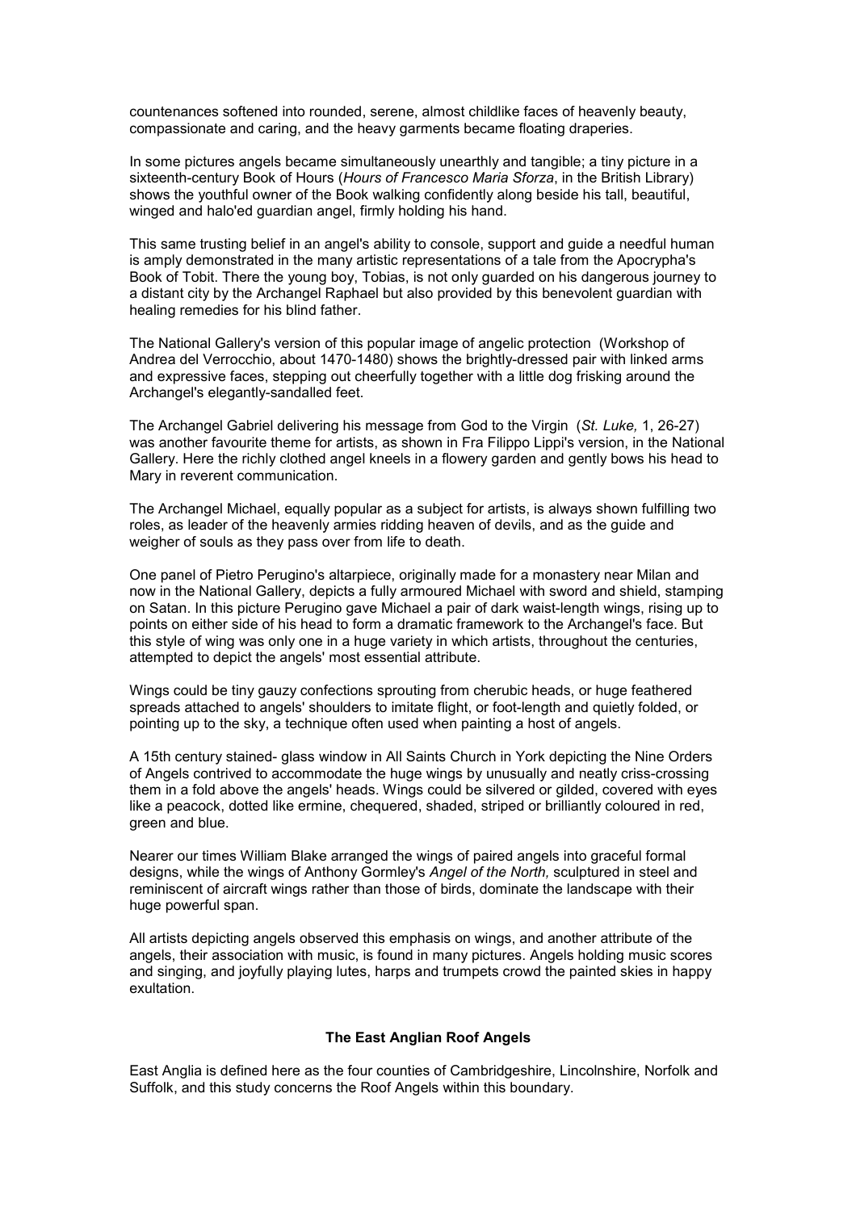countenances softened into rounded, serene, almost childlike faces of heavenly beauty, compassionate and caring, and the heavy garments became floating draperies.

In some pictures angels became simultaneously unearthly and tangible; a tiny picture in a sixteenth-century Book of Hours (*Hours of Francesco Maria Sforza*, in the British Library) shows the youthful owner of the Book walking confidently along beside his tall, beautiful, winged and halo'ed guardian angel, firmly holding his hand.

This same trusting belief in an angel's ability to console, support and guide a needful human is amply demonstrated in the many artistic representations of a tale from the Apocrypha's Book of Tobit. There the young boy, Tobias, is not only guarded on his dangerous journey to a distant city by the Archangel Raphael but also provided by this benevolent guardian with healing remedies for his blind father.

The National Gallery's version of this popular image of angelic protection (Workshop of Andrea del Verrocchio, about 1470-1480) shows the brightly-dressed pair with linked arms and expressive faces, stepping out cheerfully together with a little dog frisking around the Archangel's elegantly-sandalled feet.

The Archangel Gabriel delivering his message from God to the Virgin (*St. Luke,* 1, 26-27) was another favourite theme for artists, as shown in Fra Filippo Lippi's version, in the National Gallery. Here the richly clothed angel kneels in a flowery garden and gently bows his head to Mary in reverent communication.

The Archangel Michael, equally popular as a subject for artists, is always shown fulfilling two roles, as leader of the heavenly armies ridding heaven of devils, and as the guide and weigher of souls as they pass over from life to death.

One panel of Pietro Perugino's altarpiece, originally made for a monastery near Milan and now in the National Gallery, depicts a fully armoured Michael with sword and shield, stamping on Satan. In this picture Perugino gave Michael a pair of dark waist-length wings, rising up to points on either side of his head to form a dramatic framework to the Archangel's face. But this style of wing was only one in a huge variety in which artists, throughout the centuries, attempted to depict the angels' most essential attribute.

Wings could be tiny gauzy confections sprouting from cherubic heads, or huge feathered spreads attached to angels' shoulders to imitate flight, or foot-length and quietly folded, or pointing up to the sky, a technique often used when painting a host of angels.

A 15th century stained- glass window in All Saints Church in York depicting the Nine Orders of Angels contrived to accommodate the huge wings by unusually and neatly criss-crossing them in a fold above the angels' heads. Wings could be silvered or gilded, covered with eyes like a peacock, dotted like ermine, chequered, shaded, striped or brilliantly coloured in red, green and blue.

Nearer our times William Blake arranged the wings of paired angels into graceful formal designs, while the wings of Anthony Gormley's *Angel of the North,* sculptured in steel and reminiscent of aircraft wings rather than those of birds, dominate the landscape with their huge powerful span.

All artists depicting angels observed this emphasis on wings, and another attribute of the angels, their association with music, is found in many pictures. Angels holding music scores and singing, and joyfully playing lutes, harps and trumpets crowd the painted skies in happy exultation.

## The East Anglian Roof Angels

East Anglia is defined here as the four counties of Cambridgeshire, Lincolnshire, Norfolk and Suffolk, and this study concerns the Roof Angels within this boundary.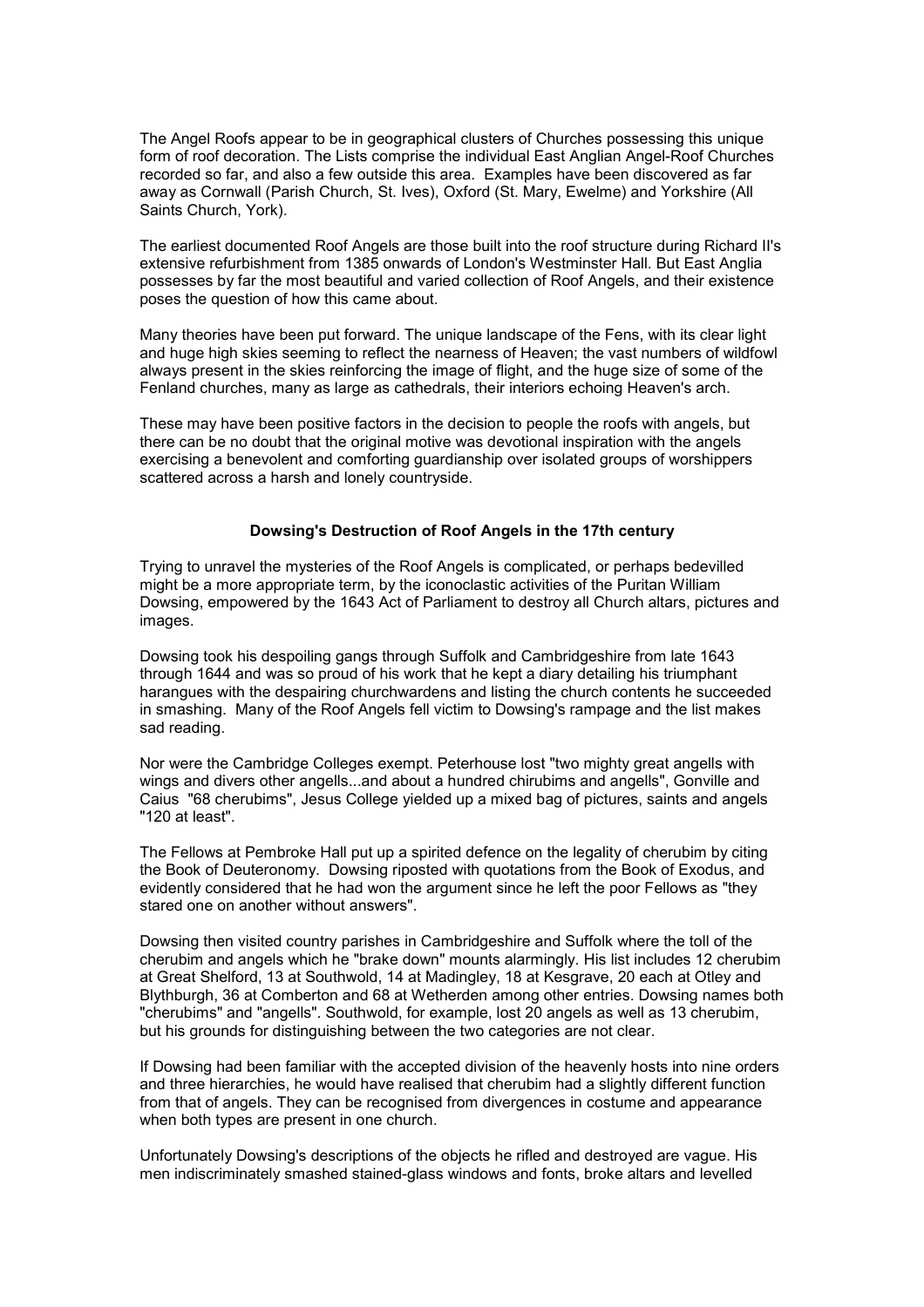The Angel Roofs appear to be in geographical clusters of Churches possessing this unique form of roof decoration. The Lists comprise the individual East Anglian Angel-Roof Churches recorded so far, and also a few outside this area. Examples have been discovered as far away as Cornwall (Parish Church, St. Ives), Oxford (St. Mary, Ewelme) and Yorkshire (All Saints Church, York).

The earliest documented Roof Angels are those built into the roof structure during Richard II's extensive refurbishment from 1385 onwards of London's Westminster Hall. But East Anglia possesses by far the most beautiful and varied collection of Roof Angels, and their existence poses the question of how this came about.

Many theories have been put forward. The unique landscape of the Fens, with its clear light and huge high skies seeming to reflect the nearness of Heaven; the vast numbers of wildfowl always present in the skies reinforcing the image of flight, and the huge size of some of the Fenland churches, many as large as cathedrals, their interiors echoing Heaven's arch.

These may have been positive factors in the decision to people the roofs with angels, but there can be no doubt that the original motive was devotional inspiration with the angels exercising a benevolent and comforting guardianship over isolated groups of worshippers scattered across a harsh and lonely countryside.

## Dowsing's Destruction of Roof Angels in the 17th century

Trying to unravel the mysteries of the Roof Angels is complicated, or perhaps bedevilled might be a more appropriate term, by the iconoclastic activities of the Puritan William Dowsing, empowered by the 1643 Act of Parliament to destroy all Church altars, pictures and images.

Dowsing took his despoiling gangs through Suffolk and Cambridgeshire from late 1643 through 1644 and was so proud of his work that he kept a diary detailing his triumphant harangues with the despairing churchwardens and listing the church contents he succeeded in smashing. Many of the Roof Angels fell victim to Dowsing's rampage and the list makes sad reading.

Nor were the Cambridge Colleges exempt. Peterhouse lost "two mighty great angells with wings and divers other angells...and about a hundred chirubims and angells", Gonville and Caius "68 cherubims", Jesus College yielded up a mixed bag of pictures, saints and angels "120 at least".

The Fellows at Pembroke Hall put up a spirited defence on the legality of cherubim by citing the Book of Deuteronomy. Dowsing riposted with quotations from the Book of Exodus, and evidently considered that he had won the argument since he left the poor Fellows as "they stared one on another without answers".

Dowsing then visited country parishes in Cambridgeshire and Suffolk where the toll of the cherubim and angels which he "brake down" mounts alarmingly. His list includes 12 cherubim at Great Shelford, 13 at Southwold, 14 at Madingley, 18 at Kesgrave, 20 each at Otley and Blythburgh, 36 at Comberton and 68 at Wetherden among other entries. Dowsing names both "cherubims" and "angells". Southwold, for example, lost 20 angels as well as 13 cherubim, but his grounds for distinguishing between the two categories are not clear.

If Dowsing had been familiar with the accepted division of the heavenly hosts into nine orders and three hierarchies, he would have realised that cherubim had a slightly different function from that of angels. They can be recognised from divergences in costume and appearance when both types are present in one church.

Unfortunately Dowsing's descriptions of the objects he rifled and destroyed are vague. His men indiscriminately smashed stained-glass windows and fonts, broke altars and levelled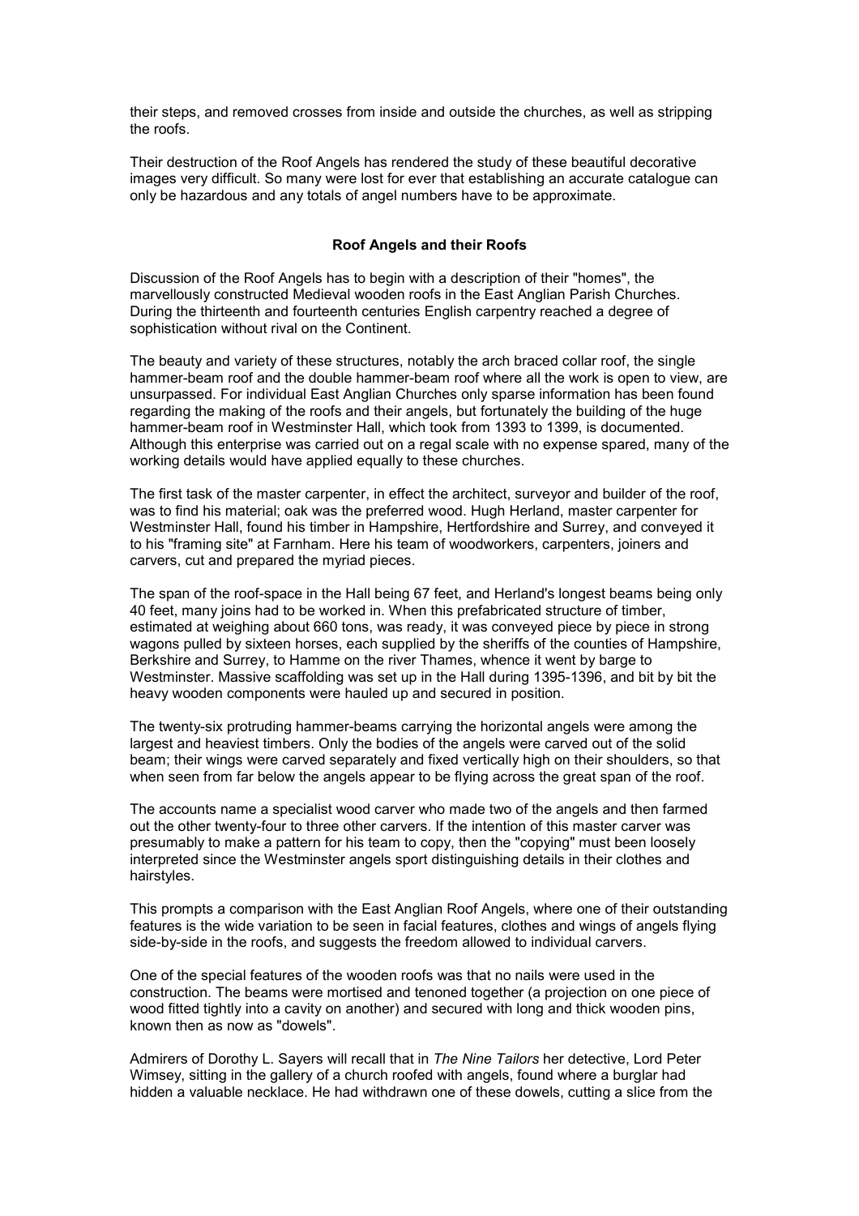their steps, and removed crosses from inside and outside the churches, as well as stripping the roofs.

Their destruction of the Roof Angels has rendered the study of these beautiful decorative images very difficult. So many were lost for ever that establishing an accurate catalogue can only be hazardous and any totals of angel numbers have to be approximate.

### Roof Angels and their Roofs

Discussion of the Roof Angels has to begin with a description of their "homes", the marvellously constructed Medieval wooden roofs in the East Anglian Parish Churches. During the thirteenth and fourteenth centuries English carpentry reached a degree of sophistication without rival on the Continent.

The beauty and variety of these structures, notably the arch braced collar roof, the single hammer-beam roof and the double hammer-beam roof where all the work is open to view, are unsurpassed. For individual East Anglian Churches only sparse information has been found regarding the making of the roofs and their angels, but fortunately the building of the huge hammer-beam roof in Westminster Hall, which took from 1393 to 1399, is documented. Although this enterprise was carried out on a regal scale with no expense spared, many of the working details would have applied equally to these churches.

The first task of the master carpenter, in effect the architect, surveyor and builder of the roof, was to find his material; oak was the preferred wood. Hugh Herland, master carpenter for Westminster Hall, found his timber in Hampshire, Hertfordshire and Surrey, and conveyed it to his "framing site" at Farnham. Here his team of woodworkers, carpenters, joiners and carvers, cut and prepared the myriad pieces.

The span of the roof-space in the Hall being 67 feet, and Herland's longest beams being only 40 feet, many joins had to be worked in. When this prefabricated structure of timber, estimated at weighing about 660 tons, was ready, it was conveyed piece by piece in strong wagons pulled by sixteen horses, each supplied by the sheriffs of the counties of Hampshire, Berkshire and Surrey, to Hamme on the river Thames, whence it went by barge to Westminster. Massive scaffolding was set up in the Hall during 1395-1396, and bit by bit the heavy wooden components were hauled up and secured in position.

The twenty-six protruding hammer-beams carrying the horizontal angels were among the largest and heaviest timbers. Only the bodies of the angels were carved out of the solid beam; their wings were carved separately and fixed vertically high on their shoulders, so that when seen from far below the angels appear to be flying across the great span of the roof.

The accounts name a specialist wood carver who made two of the angels and then farmed out the other twenty-four to three other carvers. If the intention of this master carver was presumably to make a pattern for his team to copy, then the "copying" must been loosely interpreted since the Westminster angels sport distinguishing details in their clothes and hairstyles.

This prompts a comparison with the East Anglian Roof Angels, where one of their outstanding features is the wide variation to be seen in facial features, clothes and wings of angels flying side-by-side in the roofs, and suggests the freedom allowed to individual carvers.

One of the special features of the wooden roofs was that no nails were used in the construction. The beams were mortised and tenoned together (a projection on one piece of wood fitted tightly into a cavity on another) and secured with long and thick wooden pins, known then as now as "dowels".

Admirers of Dorothy L. Sayers will recall that in *The Nine Tailors* her detective, Lord Peter Wimsey, sitting in the gallery of a church roofed with angels, found where a burglar had hidden a valuable necklace. He had withdrawn one of these dowels, cutting a slice from the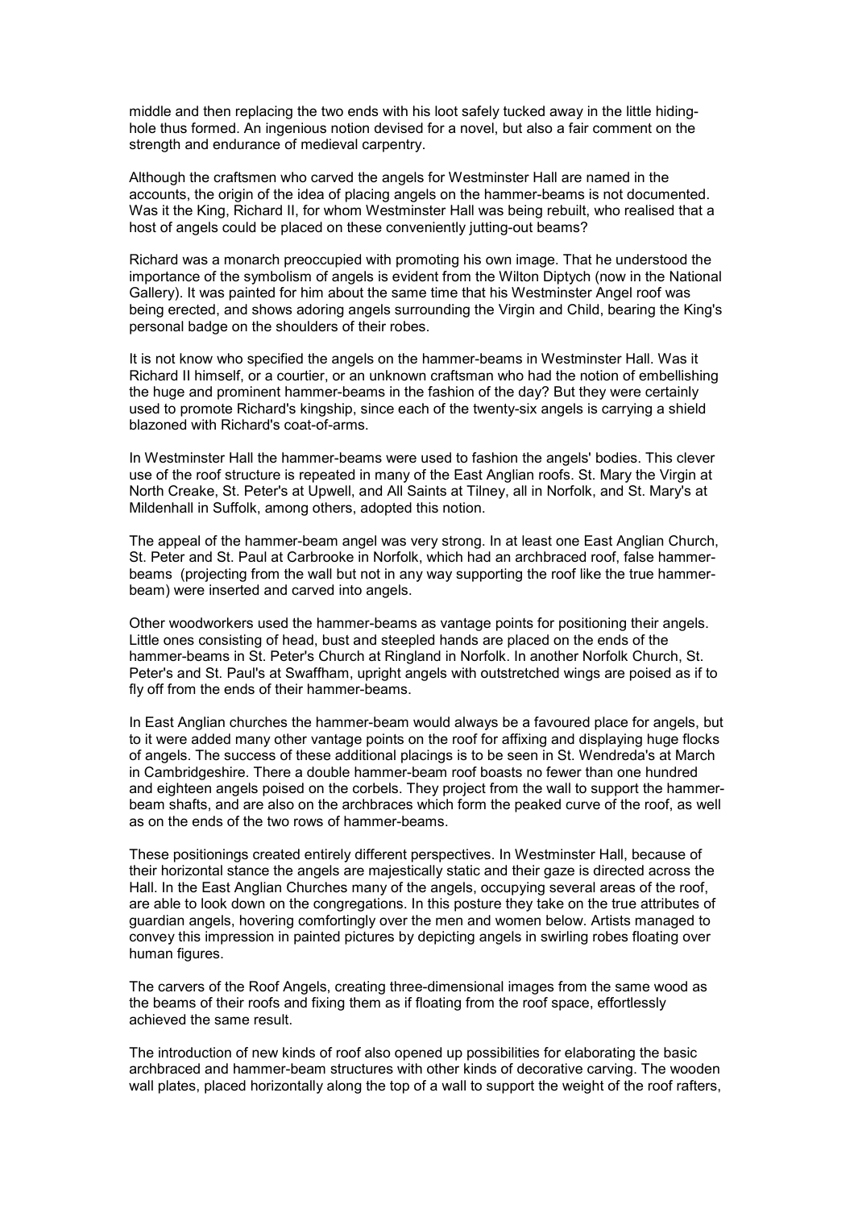middle and then replacing the two ends with his loot safely tucked away in the little hiding-hole thus formed. An ingenious notion devised for a novel, but also a fair comment on the strength and endurance of medieval carpentry.

Although the craftsmen who carved the angels for Westminster Hall are named in the accounts, the origin of the idea of placing angels on the hammer-beams is not documented. Was it the King, Richard II, for whom Westminster Hall was being rebuilt, who realised that a host of angels could be placed on these conveniently jutting-out beams?

Richard was a monarch preoccupied with promoting his own image. That he understood the importance of the symbolism of angels is evident from the Wilton Diptych (now in the National Gallery). It was painted for him about the same time that his Westminster Angel roof was being erected, and shows adoring angels surrounding the Virgin and Child, bearing the King's personal badge on the shoulders of their robes.

It is not know who specified the angels on the hammer-beams in Westminster Hall. Was it Richard II himself, or a courtier, or an unknown craftsman who had the notion of embellishing the huge and prominent hammer-beams in the fashion of the day? But they were certainly used to promote Richard's kingship, since each of the twenty-six angels is carrying a shield blazoned with Richard's coat-of-arms.

In Westminster Hall the hammer-beams were used to fashion the angels' bodies. This clever use of the roof structure is repeated in many of the East Anglian roofs. St. Mary the Virgin at North Creake, St. Peter's at Upwell, and All Saints at Tilney, all in Norfolk, and St. Mary's at Mildenhall in Suffolk, among others, adopted this notion.

The appeal of the hammer-beam angel was very strong. In at least one East Anglian Church, St. Peter and St. Paul at Carbrooke in Norfolk, which had an archbraced roof, false hammer-beams (projecting from the wall but not in any way supporting the roof like the true hammer-beam) were inserted and carved into angels.

Other woodworkers used the hammer-beams as vantage points for positioning their angels. Little ones consisting of head, bust and steepled hands are placed on the ends of the hammer-beams in St. Peter's Church at Ringland in Norfolk. In another Norfolk Church, St. Peter's and St. Paul's at Swaffham, upright angels with outstretched wings are poised as if to fly off from the ends of their hammer-beams.

In East Anglian churches the hammer-beam would always be a favoured place for angels, but to it were added many other vantage points on the roof for affixing and displaying huge flocks of angels. The success of these additional placings is to be seen in St. Wendreda's at March in Cambridgeshire. There a double hammer-beam roof boasts no fewer than one hundred and eighteen angels poised on the corbels. They project from the wall to support the hammer-beam shafts, and are also on the archbraces which form the peaked curve of the roof, as well as on the ends of the two rows of hammer-beams.

These positionings created entirely different perspectives. In Westminster Hall, because of their horizontal stance the angels are majestically static and their gaze is directed across the Hall. In the East Anglian Churches many of the angels, occupying several areas of the roof, are able to look down on the congregations. In this posture they take on the true attributes of guardian angels, hovering comfortingly over the men and women below. Artists managed to convey this impression in painted pictures by depicting angels in swirling robes floating over human figures.

The carvers of the Roof Angels, creating three-dimensional images from the same wood as the beams of their roofs and fixing them as if floating from the roof space, effortlessly achieved the same result.

The introduction of new kinds of roof also opened up possibilities for elaborating the basic archbraced and hammer-beam structures with other kinds of decorative carving. The wooden wall plates, placed horizontally along the top of a wall to support the weight of the roof rafters,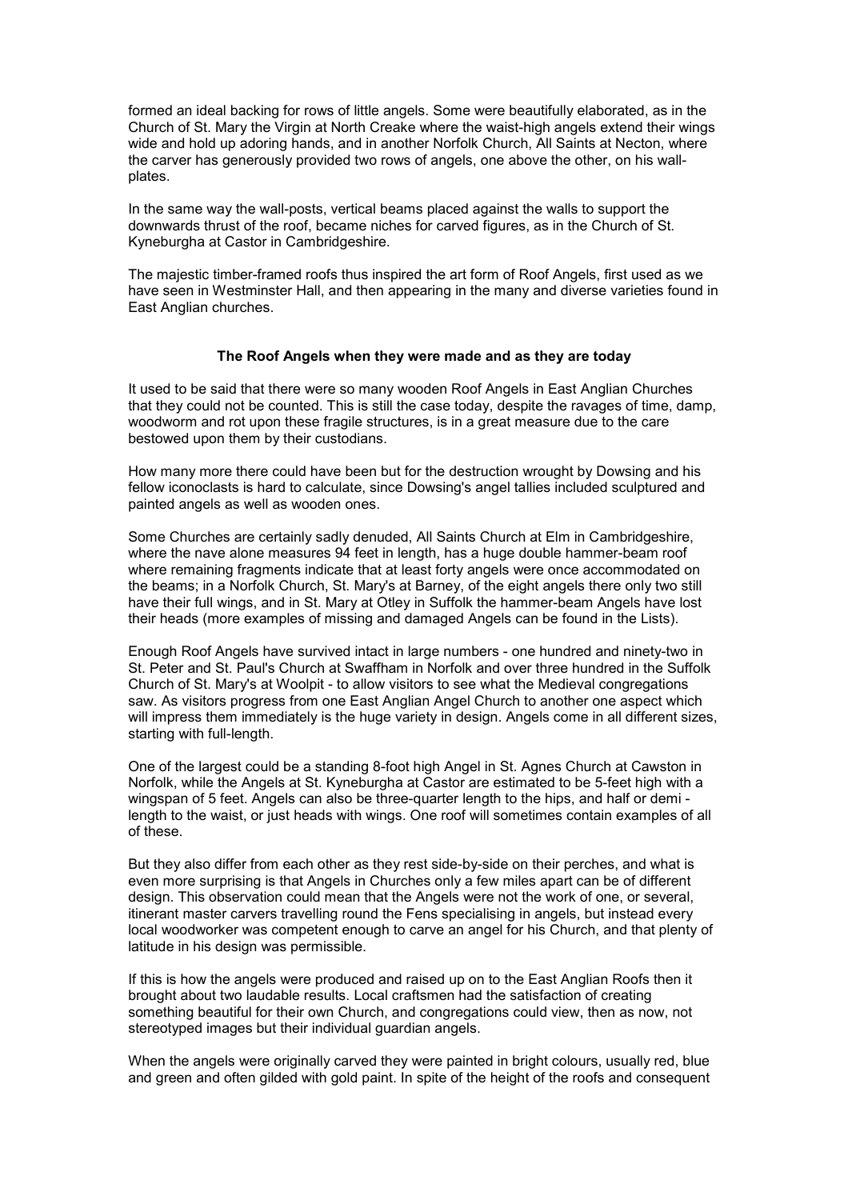formed an ideal backing for rows of little angels. Some were beautifully elaborated, as in the Church of St. Mary the Virgin at North Creake where the waist-high angels extend their wings wide and hold up adoring hands, and in another Norfolk Church, All Saints at Necton, where the carver has generously provided two rows of angels, one above the other, on his wall-plates.

In the same way the wall-posts, vertical beams placed against the walls to support the downwards thrust of the roof, became niches for carved figures, as in the Church of St. Kyneburgha at Castor in Cambridgeshire.

The majestic timber-framed roofs thus inspired the art form of Roof Angels, first used as we have seen in Westminster Hall, and then appearing in the many and diverse varieties found in East Anglian churches.

**The Roof Angels when they were made and as they are today**

It used to be said that there were so many wooden Roof Angels in East Anglian Churches that they could not be counted. This is still the case today, despite the ravages of time, damp, woodworm and rot upon these fragile structures, is in a great measure due to the care bestowed upon them by their custodians.

How many more there could have been but for the destruction wrought by Dowsing and his fellow iconoclasts is hard to calculate, since Dowsing's angel tallies included sculptured and painted angels as well as wooden ones.

Some Churches are certainly sadly denuded, All Saints Church at Elm in Cambridgeshire, where the nave alone measures 94 feet in length, has a huge double hammer-beam roof where remaining fragments indicate that at least forty angels were once accommodated on the beams; in a Norfolk Church, St. Mary's at Barney, of the eight angels there only two still have their full wings, and in St. Mary at Otley in Suffolk the hammer-beam Angels have lost their heads (more examples of missing and damaged Angels can be found in the Lists).

Enough Roof Angels have survived intact in large numbers - one hundred and ninety-two in St. Peter and St. Paul's Church at Swaffham in Norfolk and over three hundred in the Suffolk Church of St. Mary's at Woolpit - to allow visitors to see what the Medieval congregations saw. As visitors progress from one East Anglian Angel Church to another one aspect which will impress them immediately is the huge variety in design. Angels come in all different sizes, starting with full-length.

One of the largest could be a standing 8-foot high Angel in St. Agnes Church at Cawston in Norfolk, while the Angels at St. Kyneburgha at Castor are estimated to be 5-feet high with a wingspan of 5 feet. Angels can also be three-quarter length to the hips, and half or demi - length to the waist, or just heads with wings. One roof will sometimes contain examples of all of these.

But they also differ from each other as they rest side-by-side on their perches, and what is even more surprising is that Angels in Churches only a few miles apart can be of different design. This observation could mean that the Angels were not the work of one, or several, itinerant master carvers travelling round the Fens specialising in angels, but instead every local woodworker was competent enough to carve an angel for his Church, and that plenty of latitude in his design was permissible.

If this is how the angels were produced and raised up on to the East Anglian Roofs then it brought about two laudable results. Local craftsmen had the satisfaction of creating something beautiful for their own Church, and congregations could view, then as now, not stereotyped images but their individual guardian angels.

When the angels were originally carved they were painted in bright colours, usually red, blue and green and often gilded with gold paint. In spite of the height of the roofs and consequent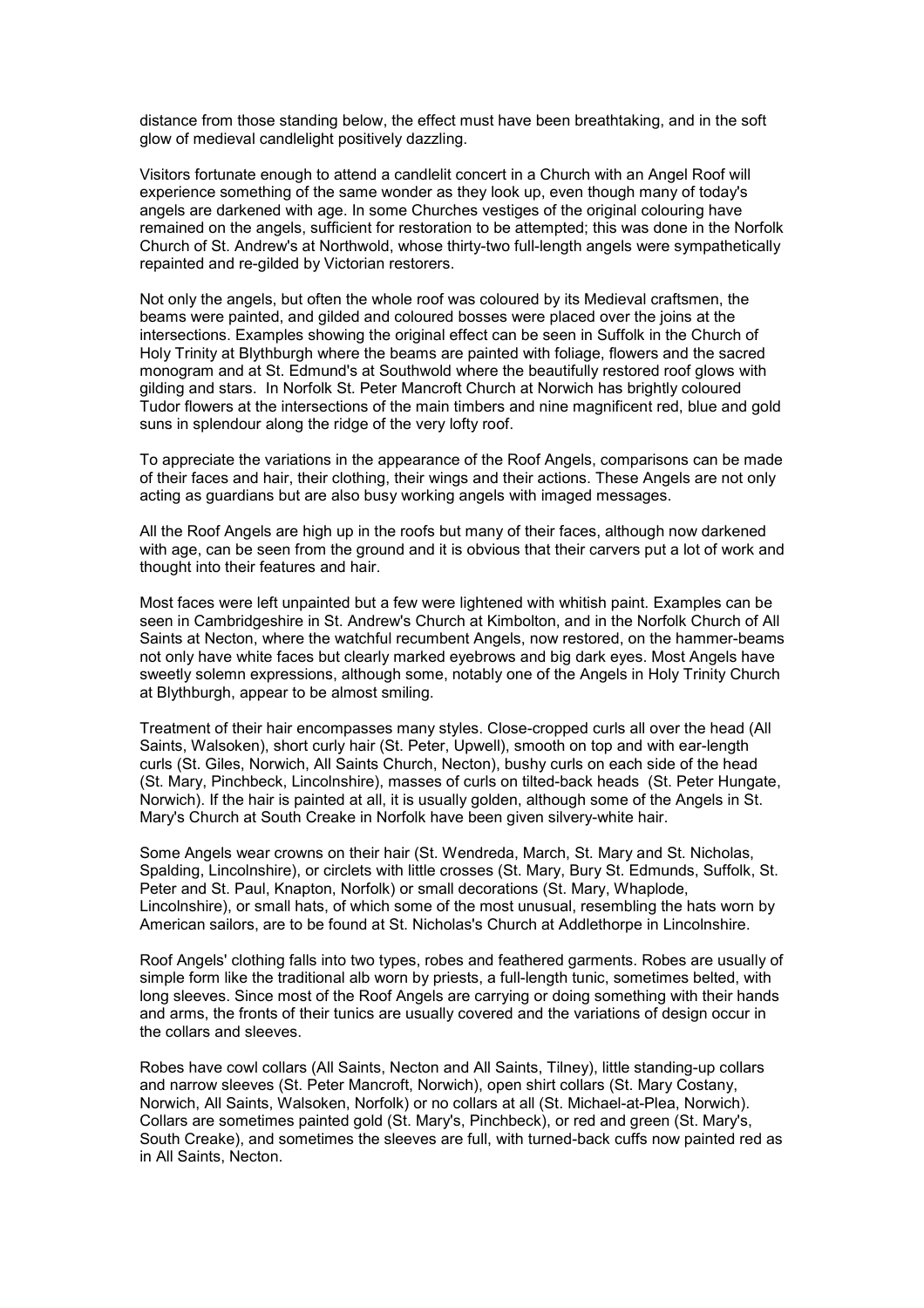distance from those standing below, the effect must have been breathtaking, and in the soft glow of medieval candlelight positively dazzling.

Visitors fortunate enough to attend a candlelit concert in a Church with an Angel Roof will experience something of the same wonder as they look up, even though many of today's angels are darkened with age. In some Churches vestiges of the original colouring have remained on the angels, sufficient for restoration to be attempted; this was done in the Norfolk Church of St. Andrew's at Northwold, whose thirty-two full-length angels were sympathetically repainted and re-gilded by Victorian restorers.

Not only the angels, but often the whole roof was coloured by its Medieval craftsmen, the beams were painted, and gilded and coloured bosses were placed over the joins at the intersections. Examples showing the original effect can be seen in Suffolk in the Church of Holy Trinity at Blythburgh where the beams are painted with foliage, flowers and the sacred monogram and at St. Edmund's at Southwold where the beautifully restored roof glows with gilding and stars. In Norfolk St. Peter Mancroft Church at Norwich has brightly coloured Tudor flowers at the intersections of the main timbers and nine magnificent red, blue and gold suns in splendour along the ridge of the very lofty roof.

To appreciate the variations in the appearance of the Roof Angels, comparisons can be made of their faces and hair, their clothing, their wings and their actions. These Angels are not only acting as guardians but are also busy working angels with imaged messages.

All the Roof Angels are high up in the roofs but many of their faces, although now darkened with age, can be seen from the ground and it is obvious that their carvers put a lot of work and thought into their features and hair.

Most faces were left unpainted but a few were lightened with whitish paint. Examples can be seen in Cambridgeshire in St. Andrew's Church at Kimbolton, and in the Norfolk Church of All Saints at Necton, where the watchful recumbent Angels, now restored, on the hammer-beams not only have white faces but clearly marked eyebrows and big dark eyes. Most Angels have sweetly solemn expressions, although some, notably one of the Angels in Holy Trinity Church at Blythburgh, appear to be almost smiling.

Treatment of their hair encompasses many styles. Close-cropped curls all over the head (All Saints, Walsoken), short curly hair (St. Peter, Upwell), smooth on top and with ear-length curls (St. Giles, Norwich, All Saints Church, Necton), bushy curls on each side of the head (St. Mary, Pinchbeck, Lincolnshire), masses of curls on tilted-back heads (St. Peter Hungate, Norwich). If the hair is painted at all, it is usually golden, although some of the Angels in St. Mary's Church at South Creake in Norfolk have been given silvery-white hair.

Some Angels wear crowns on their hair (St. Wendreda, March, St. Mary and St. Nicholas, Spalding, Lincolnshire), or circlets with little crosses (St. Mary, Bury St. Edmunds, Suffolk, St. Peter and St. Paul, Knapton, Norfolk) or small decorations (St. Mary, Whaplode, Lincolnshire), or small hats, of which some of the most unusual, resembling the hats worn by American sailors, are to be found at St. Nicholas's Church at Addlethorpe in Lincolnshire.

Roof Angels' clothing falls into two types, robes and feathered garments. Robes are usually of simple form like the traditional alb worn by priests, a full-length tunic, sometimes belted, with long sleeves. Since most of the Roof Angels are carrying or doing something with their hands and arms, the fronts of their tunics are usually covered and the variations of design occur in the collars and sleeves.

Robes have cowl collars (All Saints, Necton and All Saints, Tilney), little standing-up collars and narrow sleeves (St. Peter Mancroft, Norwich), open shirt collars (St. Mary Costany, Norwich, All Saints, Walsoken, Norfolk) or no collars at all (St. Michael-at-Plea, Norwich). Collars are sometimes painted gold (St. Mary's, Pinchbeck), or red and green (St. Mary's, South Creake), and sometimes the sleeves are full, with turned-back cuffs now painted red as in All Saints, Necton.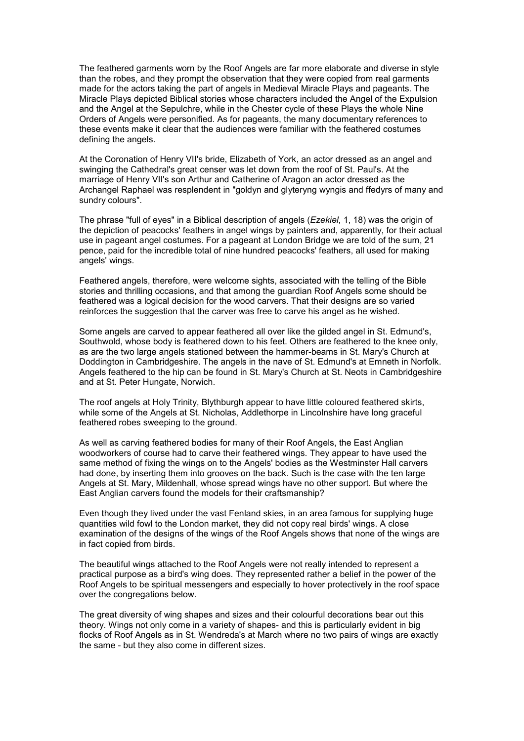The feathered garments worn by the Roof Angels are far more elaborate and diverse in style than the robes, and they prompt the observation that they were copied from real garments made for the actors taking the part of angels in Medieval Miracle Plays and pageants. The Miracle Plays depicted Biblical stories whose characters included the Angel of the Expulsion and the Angel at the Sepulchre, while in the Chester cycle of these Plays the whole Nine Orders of Angels were personified. As for pageants, the many documentary references to these events make it clear that the audiences were familiar with the feathered costumes defining the angels.

At the Coronation of Henry VII's bride, Elizabeth of York, an actor dressed as an angel and swinging the Cathedral's great censer was let down from the roof of St. Paul's. At the marriage of Henry VII's son Arthur and Catherine of Aragon an actor dressed as the Archangel Raphael was resplendent in "goldyn and glyteryng wyngis and ffedyrs of many and sundry colours".

The phrase "full of eyes" in a Biblical description of angels (*Ezekiel*, 1, 18) was the origin of the depiction of peacocks' feathers in angel wings by painters and, apparently, for their actual use in pageant angel costumes. For a pageant at London Bridge we are told of the sum, 21 pence, paid for the incredible total of nine hundred peacocks' feathers, all used for making angels' wings.

Feathered angels, therefore, were welcome sights, associated with the telling of the Bible stories and thrilling occasions, and that among the guardian Roof Angels some should be feathered was a logical decision for the wood carvers. That their designs are so varied reinforces the suggestion that the carver was free to carve his angel as he wished.

Some angels are carved to appear feathered all over like the gilded angel in St. Edmund's, Southwold, whose body is feathered down to his feet. Others are feathered to the knee only, as are the two large angels stationed between the hammer-beams in St. Mary's Church at Doddington in Cambridgeshire. The angels in the nave of St. Edmund's at Emneth in Norfolk. Angels feathered to the hip can be found in St. Mary's Church at St. Neots in Cambridgeshire and at St. Peter Hungate, Norwich.

The roof angels at Holy Trinity, Blythburgh appear to have little coloured feathered skirts, while some of the Angels at St. Nicholas, Addlethorpe in Lincolnshire have long graceful feathered robes sweeping to the ground.

As well as carving feathered bodies for many of their Roof Angels, the East Anglian woodworkers of course had to carve their feathered wings. They appear to have used the same method of fixing the wings on to the Angels' bodies as the Westminster Hall carvers had done, by inserting them into grooves on the back. Such is the case with the ten large Angels at St. Mary, Mildenhall, whose spread wings have no other support. But where the East Anglian carvers found the models for their craftsmanship?

Even though they lived under the vast Fenland skies, in an area famous for supplying huge quantities wild fowl to the London market, they did not copy real birds' wings. A close examination of the designs of the wings of the Roof Angels shows that none of the wings are in fact copied from birds.

The beautiful wings attached to the Roof Angels were not really intended to represent a practical purpose as a bird's wing does. They represented rather a belief in the power of the Roof Angels to be spiritual messengers and especially to hover protectively in the roof space over the congregations below.

The great diversity of wing shapes and sizes and their colourful decorations bear out this theory. Wings not only come in a variety of shapes- and this is particularly evident in big flocks of Roof Angels as in St. Wendreda's at March where no two pairs of wings are exactly the same - but they also come in different sizes.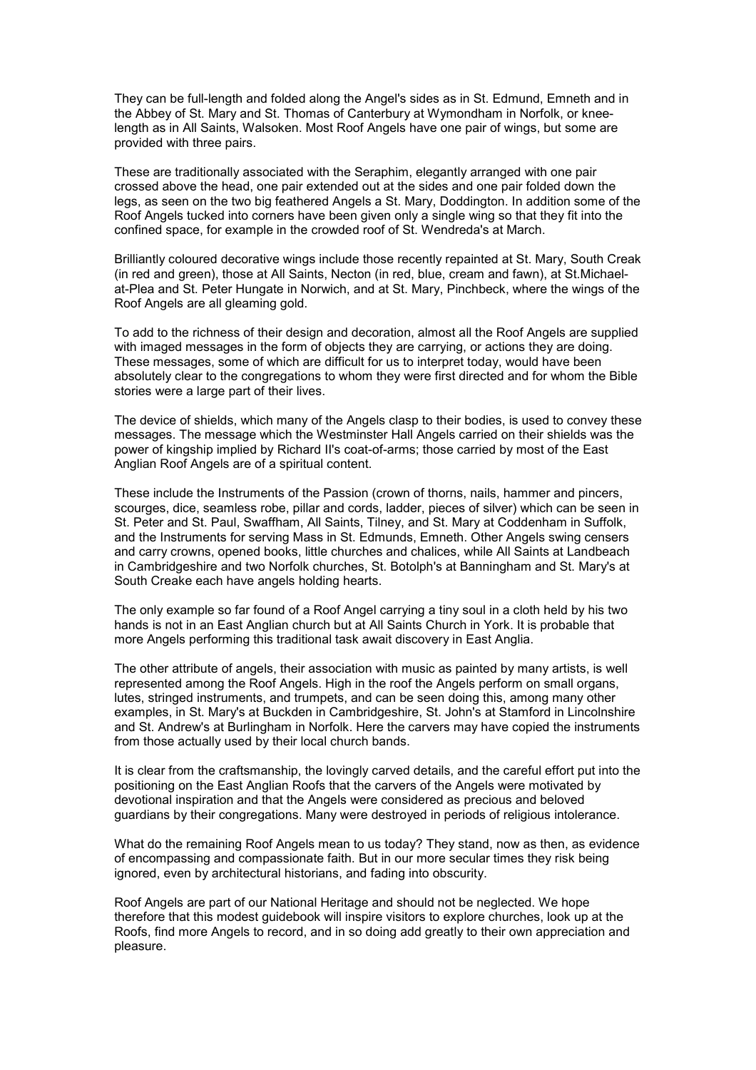They can be full-length and folded along the Angel's sides as in St. Edmund, Emneth and in the Abbey of St. Mary and St. Thomas of Canterbury at Wymondham in Norfolk, or knee-length as in All Saints, Walsoken. Most Roof Angels have one pair of wings, but some are provided with three pairs.

These are traditionally associated with the Seraphim, elegantly arranged with one pair crossed above the head, one pair extended out at the sides and one pair folded down the legs, as seen on the two big feathered Angels a St. Mary, Doddington. In addition some of the Roof Angels tucked into corners have been given only a single wing so that they fit into the confined space, for example in the crowded roof of St. Wendreda's at March.

Brilliantly coloured decorative wings include those recently repainted at St. Mary, South Creak (in red and green), those at All Saints, Necton (in red, blue, cream and fawn), at St.Michael-at-Plea and St. Peter Hungate in Norwich, and at St. Mary, Pinchbeck, where the wings of the Roof Angels are all gleaming gold.

To add to the richness of their design and decoration, almost all the Roof Angels are supplied with imaged messages in the form of objects they are carrying, or actions they are doing. These messages, some of which are difficult for us to interpret today, would have been absolutely clear to the congregations to whom they were first directed and for whom the Bible stories were a large part of their lives.

The device of shields, which many of the Angels clasp to their bodies, is used to convey these messages. The message which the Westminster Hall Angels carried on their shields was the power of kingship implied by Richard II's coat-of-arms; those carried by most of the East Anglian Roof Angels are of a spiritual content.

These include the Instruments of the Passion (crown of thorns, nails, hammer and pincers, scourges, dice, seamless robe, pillar and cords, ladder, pieces of silver) which can be seen in St. Peter and St. Paul, Swaffham, All Saints, Tilney, and St. Mary at Coddenham in Suffolk, and the Instruments for serving Mass in St. Edmunds, Emneth. Other Angels swing censers and carry crowns, opened books, little churches and chalices, while All Saints at Landbeach in Cambridgeshire and two Norfolk churches, St. Botolph's at Banningham and St. Mary's at South Creake each have angels holding hearts.

The only example so far found of a Roof Angel carrying a tiny soul in a cloth held by his two hands is not in an East Anglian church but at All Saints Church in York. It is probable that more Angels performing this traditional task await discovery in East Anglia.

The other attribute of angels, their association with music as painted by many artists, is well represented among the Roof Angels. High in the roof the Angels perform on small organs, lutes, stringed instruments, and trumpets, and can be seen doing this, among many other examples, in St. Mary's at Buckden in Cambridgeshire, St. John's at Stamford in Lincolnshire and St. Andrew's at Burlingham in Norfolk. Here the carvers may have copied the instruments from those actually used by their local church bands.

It is clear from the craftsmanship, the lovingly carved details, and the careful effort put into the positioning on the East Anglian Roofs that the carvers of the Angels were motivated by devotional inspiration and that the Angels were considered as precious and beloved guardians by their congregations. Many were destroyed in periods of religious intolerance.

What do the remaining Roof Angels mean to us today? They stand, now as then, as evidence of encompassing and compassionate faith. But in our more secular times they risk being ignored, even by architectural historians, and fading into obscurity.

Roof Angels are part of our National Heritage and should not be neglected. We hope therefore that this modest guidebook will inspire visitors to explore churches, look up at the Roofs, find more Angels to record, and in so doing add greatly to their own appreciation and pleasure.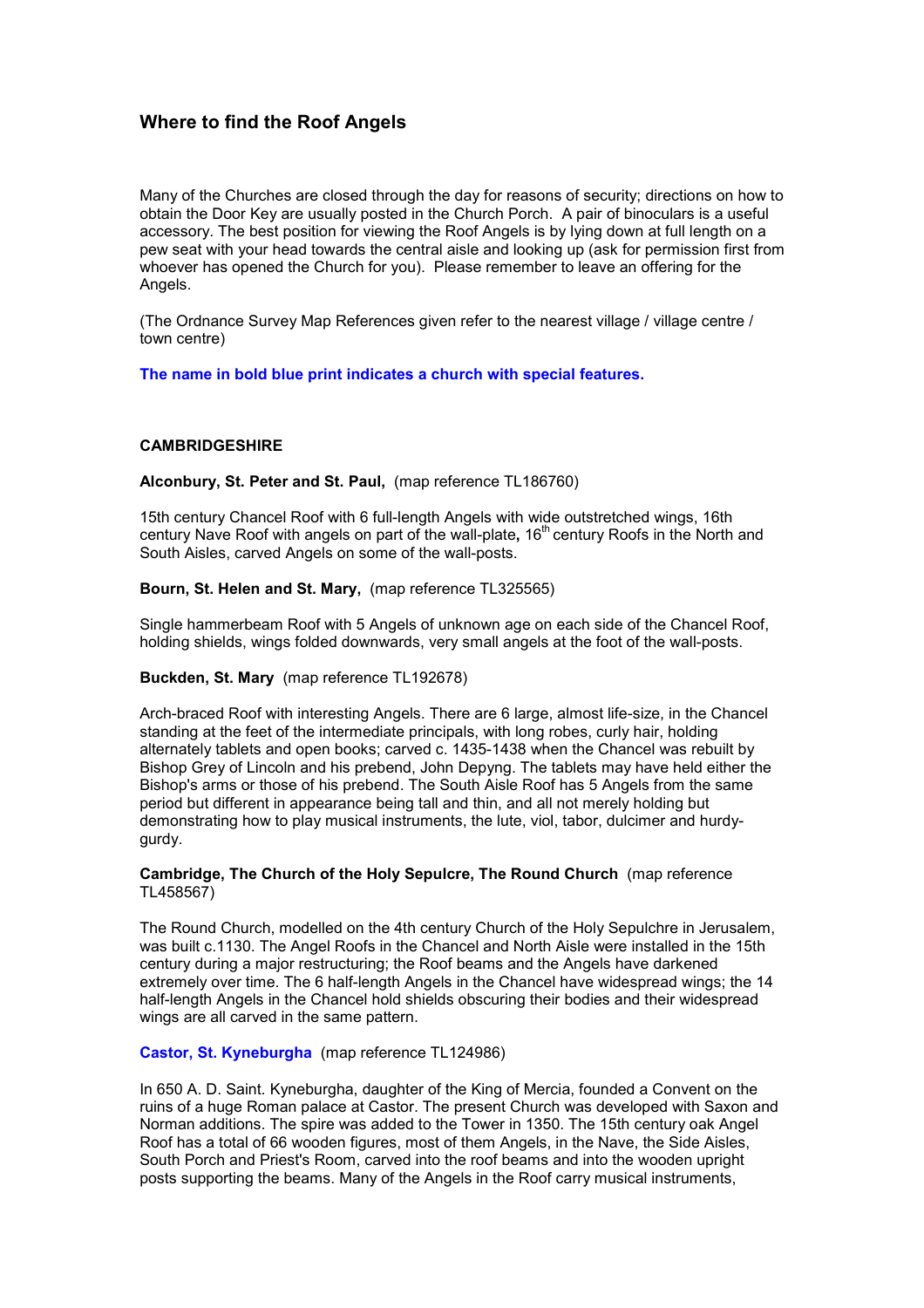## Where to find the Roof Angels

Many of the Churches are closed through the day for reasons of security; directions on how to obtain the Door Key are usually posted in the Church Porch. A pair of binoculars is a useful accessory. The best position for viewing the Roof Angels is by lying down at full length on a pew seat with your head towards the central aisle and looking up (ask for permission first from whoever has opened the Church for you). Please remember to leave an offering for the Angels.

(The Ordnance Survey Map References given refer to the nearest village / village centre / town centre)

**The name in bold blue print indicates a church with special features.**

### CAMBRIDGESHIRE

**Alconbury, St. Peter and St. Paul,** (map reference TL186760)

15th century Chancel Roof with 6 full-length Angels with wide outstretched wings, 16th century Nave Roof with angels on part of the wall-plate**,** 16th century Roofs in the North and South Aisles, carved Angels on some of the wall-posts.

**Bourn, St. Helen and St. Mary,** (map reference TL325565)

Single hammerbeam Roof with 5 Angels of unknown age on each side of the Chancel Roof, holding shields, wings folded downwards, very small angels at the foot of the wall-posts.

**Buckden, St. Mary** (map reference TL192678)

Arch-braced Roof with interesting Angels. There are 6 large, almost life-size, in the Chancel standing at the feet of the intermediate principals, with long robes, curly hair, holding alternately tablets and open books; carved c. 1435-1438 when the Chancel was rebuilt by Bishop Grey of Lincoln and his prebend, John Depyng. The tablets may have held either the Bishop's arms or those of his prebend. The South Aisle Roof has 5 Angels from the same period but different in appearance being tall and thin, and all not merely holding but demonstrating how to play musical instruments, the lute, viol, tabor, dulcimer and hurdy-gurdy.

**Cambridge, The Church of the Holy Sepulcre, The Round Church** (map reference TL458567)

The Round Church, modelled on the 4th century Church of the Holy Sepulchre in Jerusalem, was built c.1130. The Angel Roofs in the Chancel and North Aisle were installed in the 15th century during a major restructuring; the Roof beams and the Angels have darkened extremely over time. The 6 half-length Angels in the Chancel have widespread wings; the 14 half-length Angels in the Chancel hold shields obscuring their bodies and their widespread wings are all carved in the same pattern.

**Castor, St. Kyneburgha** (map reference TL124986)

In 650 A. D. Saint. Kyneburgha, daughter of the King of Mercia, founded a Convent on the ruins of a huge Roman palace at Castor. The present Church was developed with Saxon and Norman additions. The spire was added to the Tower in 1350. The 15th century oak Angel Roof has a total of 66 wooden figures, most of them Angels, in the Nave, the Side Aisles, South Porch and Priest's Room, carved into the roof beams and into the wooden upright posts supporting the beams. Many of the Angels in the Roof carry musical instruments,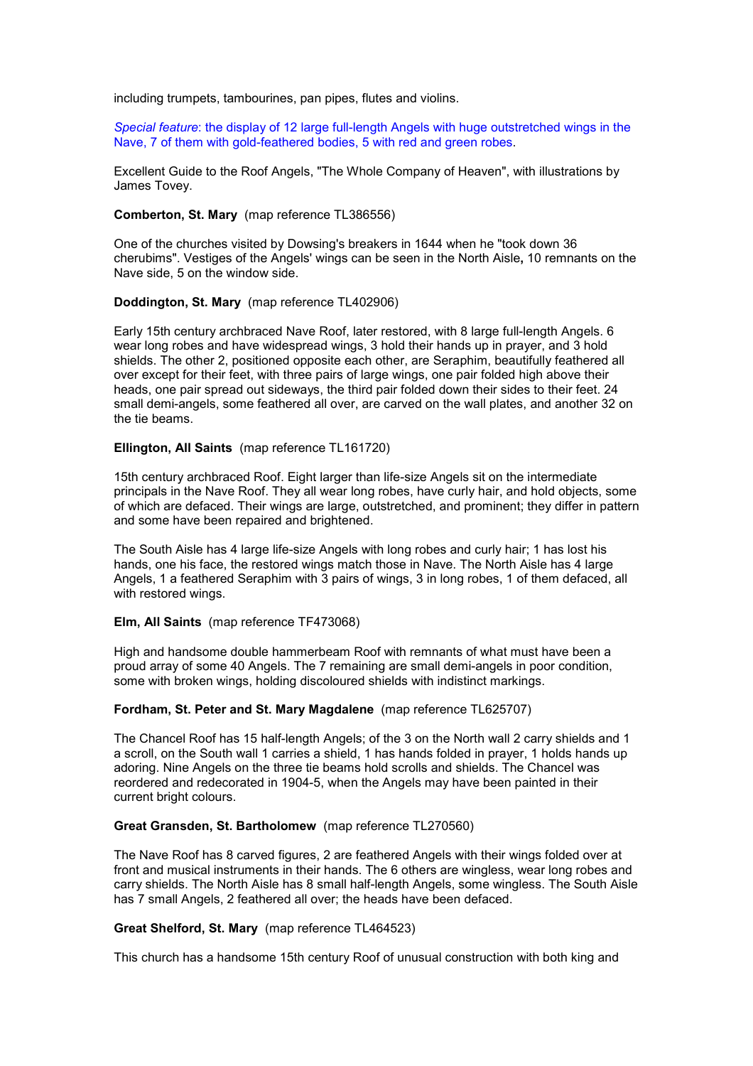including trumpets, tambourines, pan pipes, flutes and violins.

*Special feature*: the display of 12 large full-length Angels with huge outstretched wings in the Nave, 7 of them with gold-feathered bodies, 5 with red and green robes.

Excellent Guide to the Roof Angels, "The Whole Company of Heaven", with illustrations by James Tovey.

**Comberton, St. Mary** (map reference TL386556)

One of the churches visited by Dowsing's breakers in 1644 when he "took down 36 cherubims". Vestiges of the Angels' wings can be seen in the North Aisle**,** 10 remnants on the Nave side, 5 on the window side.

**Doddington, St. Mary** (map reference TL402906)

Early 15th century archbraced Nave Roof, later restored, with 8 large full-length Angels. 6 wear long robes and have widespread wings, 3 hold their hands up in prayer, and 3 hold shields. The other 2, positioned opposite each other, are Seraphim, beautifully feathered all over except for their feet, with three pairs of large wings, one pair folded high above their heads, one pair spread out sideways, the third pair folded down their sides to their feet. 24 small demi-angels, some feathered all over, are carved on the wall plates, and another 32 on the tie beams.

**Ellington, All Saints** (map reference TL161720)

15th century archbraced Roof. Eight larger than life-size Angels sit on the intermediate principals in the Nave Roof. They all wear long robes, have curly hair, and hold objects, some of which are defaced. Their wings are large, outstretched, and prominent; they differ in pattern and some have been repaired and brightened.

The South Aisle has 4 large life-size Angels with long robes and curly hair; 1 has lost his hands, one his face, the restored wings match those in Nave. The North Aisle has 4 large Angels, 1 a feathered Seraphim with 3 pairs of wings, 3 in long robes, 1 of them defaced, all with restored wings.

**Elm, All Saints** (map reference TF473068)

High and handsome double hammerbeam Roof with remnants of what must have been a proud array of some 40 Angels. The 7 remaining are small demi-angels in poor condition, some with broken wings, holding discoloured shields with indistinct markings.

**Fordham, St. Peter and St. Mary Magdalene** (map reference TL625707)

The Chancel Roof has 15 half-length Angels; of the 3 on the North wall 2 carry shields and 1 a scroll, on the South wall 1 carries a shield, 1 has hands folded in prayer, 1 holds hands up adoring. Nine Angels on the three tie beams hold scrolls and shields. The Chancel was reordered and redecorated in 1904-5, when the Angels may have been painted in their current bright colours.

**Great Gransden, St. Bartholomew** (map reference TL270560)

The Nave Roof has 8 carved figures, 2 are feathered Angels with their wings folded over at front and musical instruments in their hands. The 6 others are wingless, wear long robes and carry shields. The North Aisle has 8 small half-length Angels, some wingless. The South Aisle has 7 small Angels, 2 feathered all over; the heads have been defaced.

**Great Shelford, St. Mary** (map reference TL464523)

This church has a handsome 15th century Roof of unusual construction with both king and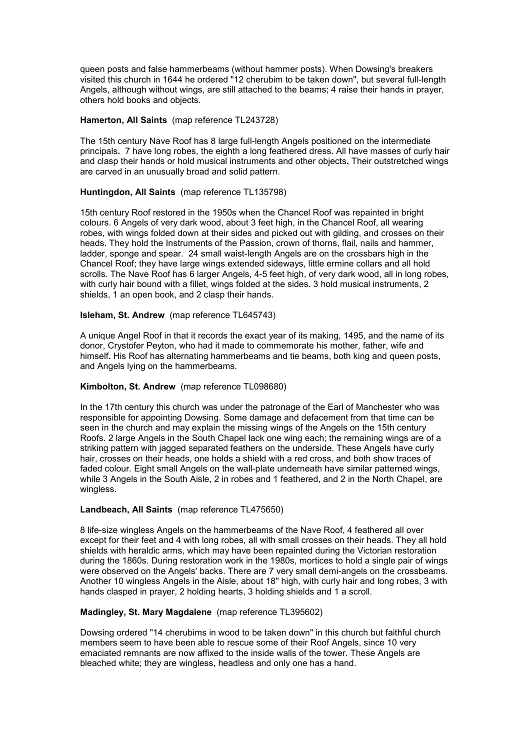queen posts and false hammerbeams (without hammer posts). When Dowsing's breakers visited this church in 1644 he ordered "12 cherubim to be taken down", but several full-length Angels, although without wings, are still attached to the beams; 4 raise their hands in prayer, others hold books and objects.

**Hamerton, All Saints** (map reference TL243728)

The 15th century Nave Roof has 8 large full-length Angels positioned on the intermediate principals**.** 7 have long robes, the eighth a long feathered dress. All have masses of curly hair and clasp their hands or hold musical instruments and other objects**.** Their outstretched wings are carved in an unusually broad and solid pattern.

**Huntingdon, All Saints** (map reference TL135798)

15th century Roof restored in the 1950s when the Chancel Roof was repainted in bright colours. 6 Angels of very dark wood, about 3 feet high, in the Chancel Roof, all wearing robes, with wings folded down at their sides and picked out with gilding, and crosses on their heads. They hold the Instruments of the Passion, crown of thorns, flail, nails and hammer, ladder, sponge and spear. 24 small waist-length Angels are on the crossbars high in the Chancel Roof; they have large wings extended sideways, little ermine collars and all hold scrolls. The Nave Roof has 6 larger Angels, 4-5 feet high, of very dark wood, all in long robes, with curly hair bound with a fillet, wings folded at the sides. 3 hold musical instruments, 2 shields, 1 an open book, and 2 clasp their hands.

**Isleham, St. Andrew** (map reference TL645743)

A unique Angel Roof in that it records the exact year of its making, 1495, and the name of its donor, Crystofer Peyton, who had it made to commemorate his mother, father, wife and himself**.** His Roof has alternating hammerbeams and tie beams, both king and queen posts, and Angels lying on the hammerbeams.

**Kimbolton, St. Andrew** (map reference TL098680)

In the 17th century this church was under the patronage of the Earl of Manchester who was responsible for appointing Dowsing. Some damage and defacement from that time can be seen in the church and may explain the missing wings of the Angels on the 15th century Roofs. 2 large Angels in the South Chapel lack one wing each; the remaining wings are of a striking pattern with jagged separated feathers on the underside. These Angels have curly hair, crosses on their heads, one holds a shield with a red cross, and both show traces of faded colour. Eight small Angels on the wall-plate underneath have similar patterned wings, while 3 Angels in the South Aisle, 2 in robes and 1 feathered, and 2 in the North Chapel, are wingless.

**Landbeach, All Saints** (map reference TL475650)

8 life-size wingless Angels on the hammerbeams of the Nave Roof, 4 feathered all over except for their feet and 4 with long robes, all with small crosses on their heads. They all hold shields with heraldic arms, which may have been repainted during the Victorian restoration during the 1860s. During restoration work in the 1980s, mortices to hold a single pair of wings were observed on the Angels' backs. There are 7 very small demi-angels on the crossbeams. Another 10 wingless Angels in the Aisle, about 18" high, with curly hair and long robes, 3 with hands clasped in prayer, 2 holding hearts, 3 holding shields and 1 a scroll.

**Madingley, St. Mary Magdalene** (map reference TL395602)

Dowsing ordered "14 cherubims in wood to be taken down" in this church but faithful church members seem to have been able to rescue some of their Roof Angels, since 10 very emaciated remnants are now affixed to the inside walls of the tower. These Angels are bleached white; they are wingless, headless and only one has a hand.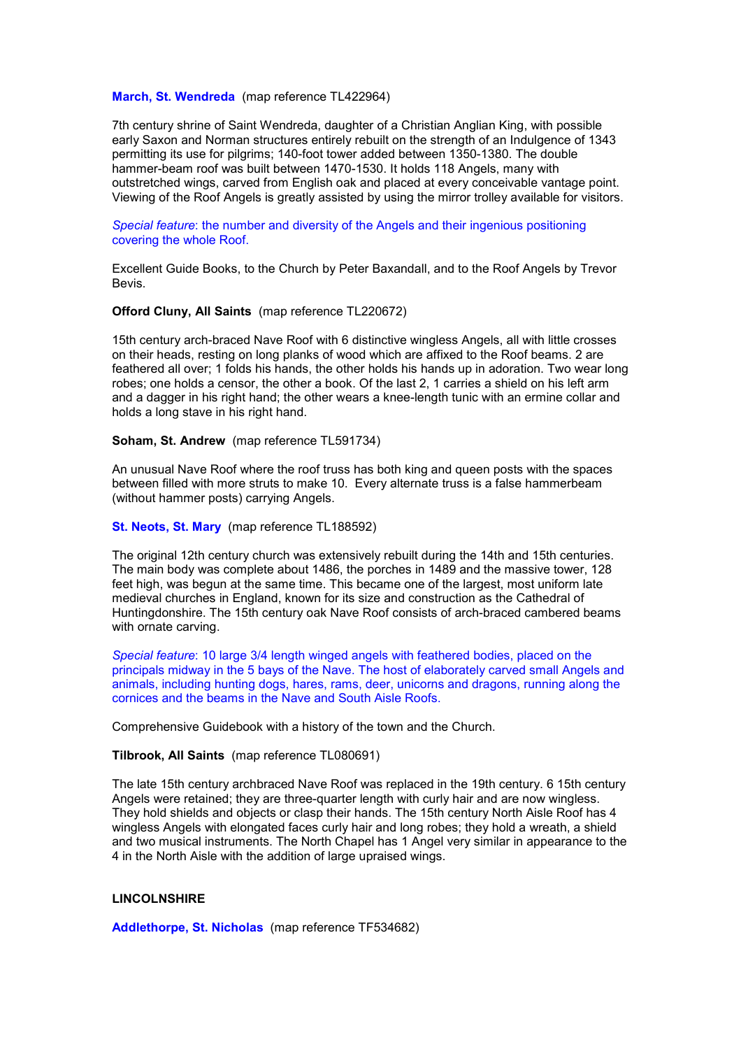**March, St. Wendreda** (map reference TL422964)

7th century shrine of Saint Wendreda, daughter of a Christian Anglian King, with possible early Saxon and Norman structures entirely rebuilt on the strength of an Indulgence of 1343 permitting its use for pilgrims; 140-foot tower added between 1350-1380. The double hammer-beam roof was built between 1470-1530. It holds 118 Angels, many with outstretched wings, carved from English oak and placed at every conceivable vantage point. Viewing of the Roof Angels is greatly assisted by using the mirror trolley available for visitors.

*Special feature*: the number and diversity of the Angels and their ingenious positioning covering the whole Roof.

Excellent Guide Books, to the Church by Peter Baxandall, and to the Roof Angels by Trevor Bevis.

**Offord Cluny, All Saints** (map reference TL220672)

15th century arch-braced Nave Roof with 6 distinctive wingless Angels, all with little crosses on their heads, resting on long planks of wood which are affixed to the Roof beams. 2 are feathered all over; 1 folds his hands, the other holds his hands up in adoration. Two wear long robes; one holds a censor, the other a book. Of the last 2, 1 carries a shield on his left arm and a dagger in his right hand; the other wears a knee-length tunic with an ermine collar and holds a long stave in his right hand.

**Soham, St. Andrew** (map reference TL591734)

An unusual Nave Roof where the roof truss has both king and queen posts with the spaces between filled with more struts to make 10. Every alternate truss is a false hammerbeam (without hammer posts) carrying Angels.

**St. Neots, St. Mary** (map reference TL188592)

The original 12th century church was extensively rebuilt during the 14th and 15th centuries. The main body was complete about 1486, the porches in 1489 and the massive tower, 128 feet high, was begun at the same time. This became one of the largest, most uniform late medieval churches in England, known for its size and construction as the Cathedral of Huntingdonshire. The 15th century oak Nave Roof consists of arch-braced cambered beams with ornate carving.

*Special feature*: 10 large 3/4 length winged angels with feathered bodies, placed on the principals midway in the 5 bays of the Nave. The host of elaborately carved small Angels and animals, including hunting dogs, hares, rams, deer, unicorns and dragons, running along the cornices and the beams in the Nave and South Aisle Roofs.

Comprehensive Guidebook with a history of the town and the Church.

**Tilbrook, All Saints** (map reference TL080691)

The late 15th century archbraced Nave Roof was replaced in the 19th century. 6 15th century Angels were retained; they are three-quarter length with curly hair and are now wingless. They hold shields and objects or clasp their hands. The 15th century North Aisle Roof has 4 wingless Angels with elongated faces curly hair and long robes; they hold a wreath, a shield and two musical instruments. The North Chapel has 1 Angel very similar in appearance to the 4 in the North Aisle with the addition of large upraised wings.

## LINCOLNSHIRE

**Addlethorpe, St. Nicholas** (map reference TF534682)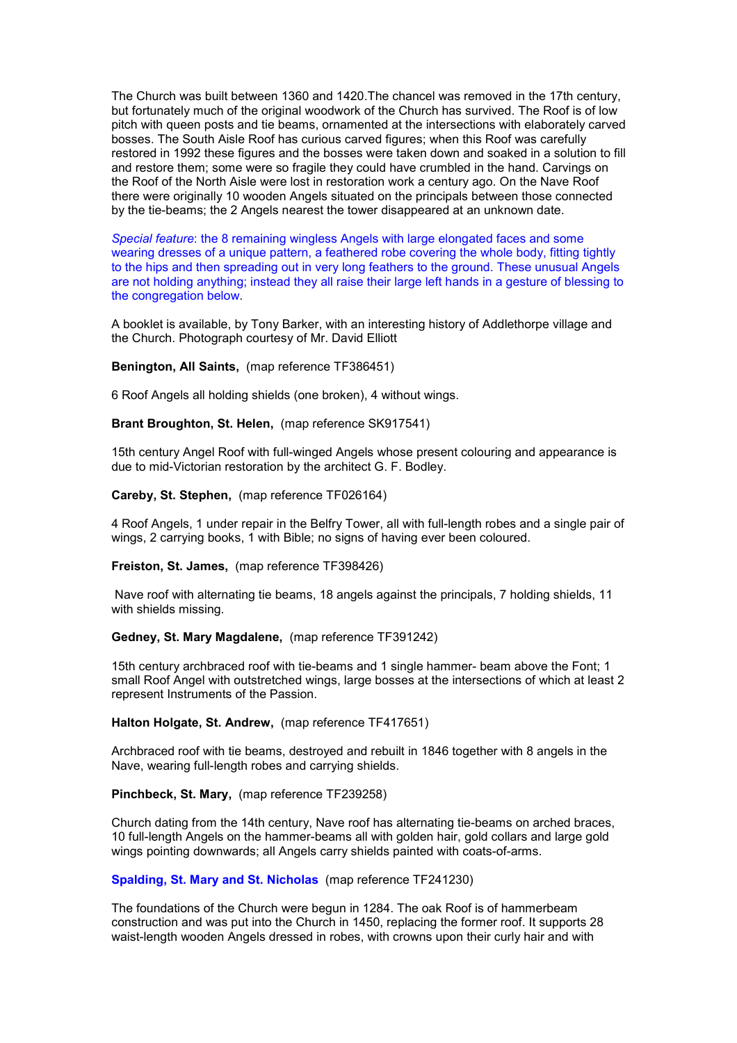The Church was built between 1360 and 1420.The chancel was removed in the 17th century, but fortunately much of the original woodwork of the Church has survived. The Roof is of low pitch with queen posts and tie beams, ornamented at the intersections with elaborately carved bosses. The South Aisle Roof has curious carved figures; when this Roof was carefully restored in 1992 these figures and the bosses were taken down and soaked in a solution to fill and restore them; some were so fragile they could have crumbled in the hand. Carvings on the Roof of the North Aisle were lost in restoration work a century ago. On the Nave Roof there were originally 10 wooden Angels situated on the principals between those connected by the tie-beams; the 2 Angels nearest the tower disappeared at an unknown date.

*Special feature*: the 8 remaining wingless Angels with large elongated faces and some wearing dresses of a unique pattern, a feathered robe covering the whole body, fitting tightly to the hips and then spreading out in very long feathers to the ground. These unusual Angels are not holding anything; instead they all raise their large left hands in a gesture of blessing to the congregation below.

A booklet is available, by Tony Barker, with an interesting history of Addlethorpe village and the Church. Photograph courtesy of Mr. David Elliott

**Benington, All Saints,** (map reference TF386451)

6 Roof Angels all holding shields (one broken), 4 without wings.

**Brant Broughton, St. Helen,** (map reference SK917541)

15th century Angel Roof with full-winged Angels whose present colouring and appearance is due to mid-Victorian restoration by the architect G. F. Bodley.

**Careby, St. Stephen,** (map reference TF026164)

4 Roof Angels, 1 under repair in the Belfry Tower, all with full-length robes and a single pair of wings, 2 carrying books, 1 with Bible; no signs of having ever been coloured.

**Freiston, St. James,** (map reference TF398426)

Nave roof with alternating tie beams, 18 angels against the principals, 7 holding shields, 11 with shields missing.

**Gedney, St. Mary Magdalene,** (map reference TF391242)

15th century archbraced roof with tie-beams and 1 single hammer- beam above the Font; 1 small Roof Angel with outstretched wings, large bosses at the intersections of which at least 2 represent Instruments of the Passion.

**Halton Holgate, St. Andrew,** (map reference TF417651)

Archbraced roof with tie beams, destroyed and rebuilt in 1846 together with 8 angels in the Nave, wearing full-length robes and carrying shields.

**Pinchbeck, St. Mary,** (map reference TF239258)

Church dating from the 14th century, Nave roof has alternating tie-beams on arched braces, 10 full-length Angels on the hammer-beams all with golden hair, gold collars and large gold wings pointing downwards; all Angels carry shields painted with coats-of-arms.

**Spalding, St. Mary and St. Nicholas** (map reference TF241230)

The foundations of the Church were begun in 1284. The oak Roof is of hammerbeam construction and was put into the Church in 1450, replacing the former roof. It supports 28 waist-length wooden Angels dressed in robes, with crowns upon their curly hair and with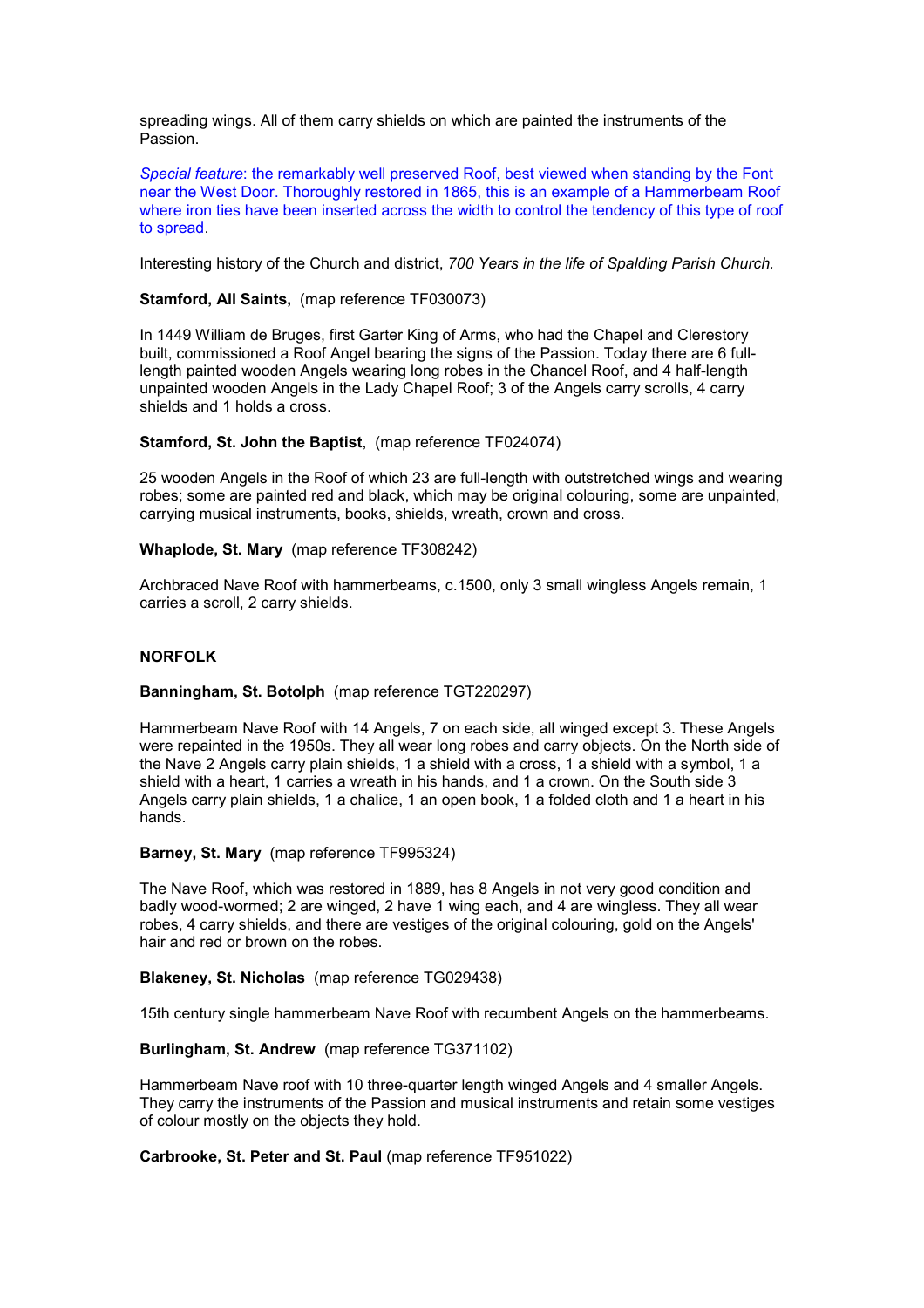spreading wings. All of them carry shields on which are painted the instruments of the Passion.

*Special feature*: the remarkably well preserved Roof, best viewed when standing by the Font near the West Door. Thoroughly restored in 1865, this is an example of a Hammerbeam Roof where iron ties have been inserted across the width to control the tendency of this type of roof to spread.

Interesting history of the Church and district, *700 Years in the life of Spalding Parish Church.*

**Stamford, All Saints,** (map reference TF030073)

In 1449 William de Bruges, first Garter King of Arms, who had the Chapel and Clerestory built, commissioned a Roof Angel bearing the signs of the Passion. Today there are 6 full-length painted wooden Angels wearing long robes in the Chancel Roof, and 4 half-length unpainted wooden Angels in the Lady Chapel Roof; 3 of the Angels carry scrolls, 4 carry shields and 1 holds a cross.

**Stamford, St. John the Baptist**, (map reference TF024074)

25 wooden Angels in the Roof of which 23 are full-length with outstretched wings and wearing robes; some are painted red and black, which may be original colouring, some are unpainted, carrying musical instruments, books, shields, wreath, crown and cross.

**Whaplode, St. Mary** (map reference TF308242)

Archbraced Nave Roof with hammerbeams, c.1500, only 3 small wingless Angels remain, 1 carries a scroll, 2 carry shields.

## NORFOLK

**Banningham, St. Botolph** (map reference TGT220297)

Hammerbeam Nave Roof with 14 Angels, 7 on each side, all winged except 3. These Angels were repainted in the 1950s. They all wear long robes and carry objects. On the North side of the Nave 2 Angels carry plain shields, 1 a shield with a cross, 1 a shield with a symbol, 1 a shield with a heart, 1 carries a wreath in his hands, and 1 a crown. On the South side 3 Angels carry plain shields, 1 a chalice, 1 an open book, 1 a folded cloth and 1 a heart in his hands.

**Barney, St. Mary** (map reference TF995324)

The Nave Roof, which was restored in 1889, has 8 Angels in not very good condition and badly wood-wormed; 2 are winged, 2 have 1 wing each, and 4 are wingless. They all wear robes, 4 carry shields, and there are vestiges of the original colouring, gold on the Angels' hair and red or brown on the robes.

**Blakeney, St. Nicholas** (map reference TG029438)

15th century single hammerbeam Nave Roof with recumbent Angels on the hammerbeams.

**Burlingham, St. Andrew** (map reference TG371102)

Hammerbeam Nave roof with 10 three-quarter length winged Angels and 4 smaller Angels. They carry the instruments of the Passion and musical instruments and retain some vestiges of colour mostly on the objects they hold.

**Carbrooke, St. Peter and St. Paul** (map reference TF951022)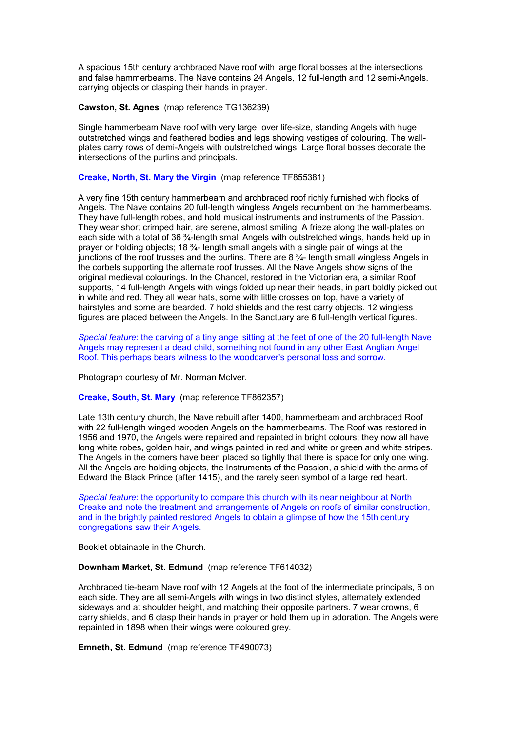A spacious 15th century archbraced Nave roof with large floral bosses at the intersections and false hammerbeams. The Nave contains 24 Angels, 12 full-length and 12 semi-Angels, carrying objects or clasping their hands in prayer.

**Cawston, St. Agnes** (map reference TG136239)

Single hammerbeam Nave roof with very large, over life-size, standing Angels with huge outstretched wings and feathered bodies and legs showing vestiges of colouring. The wall-plates carry rows of demi-Angels with outstretched wings. Large floral bosses decorate the intersections of the purlins and principals.

**Creake, North, St. Mary the Virgin** (map reference TF855381)

A very fine 15th century hammerbeam and archbraced roof richly furnished with flocks of Angels. The Nave contains 20 full-length wingless Angels recumbent on the hammerbeams. They have full-length robes, and hold musical instruments and instruments of the Passion. They wear short crimped hair, are serene, almost smiling. A frieze along the wall-plates on each side with a total of 36 ¾-length small Angels with outstretched wings, hands held up in prayer or holding objects; 18 ¾- length small angels with a single pair of wings at the junctions of the roof trusses and the purlins. There are 8 ¾- length small wingless Angels in the corbels supporting the alternate roof trusses. All the Nave Angels show signs of the original medieval colourings. In the Chancel, restored in the Victorian era, a similar Roof supports, 14 full-length Angels with wings folded up near their heads, in part boldly picked out in white and red. They all wear hats, some with little crosses on top, have a variety of hairstyles and some are bearded. 7 hold shields and the rest carry objects. 12 wingless figures are placed between the Angels. In the Sanctuary are 6 full-length vertical figures.

*Special feature*: the carving of a tiny angel sitting at the feet of one of the 20 full-length Nave Angels may represent a dead child, something not found in any other East Anglian Angel Roof. This perhaps bears witness to the woodcarver's personal loss and sorrow.

Photograph courtesy of Mr. Norman McIver.

**Creake, South, St. Mary** (map reference TF862357)

Late 13th century church, the Nave rebuilt after 1400, hammerbeam and archbraced Roof with 22 full-length winged wooden Angels on the hammerbeams. The Roof was restored in 1956 and 1970, the Angels were repaired and repainted in bright colours; they now all have long white robes, golden hair, and wings painted in red and white or green and white stripes. The Angels in the corners have been placed so tightly that there is space for only one wing. All the Angels are holding objects, the Instruments of the Passion, a shield with the arms of Edward the Black Prince (after 1415), and the rarely seen symbol of a large red heart.

*Special feature*: the opportunity to compare this church with its near neighbour at North Creake and note the treatment and arrangements of Angels on roofs of similar construction, and in the brightly painted restored Angels to obtain a glimpse of how the 15th century congregations saw their Angels.

Booklet obtainable in the Church.

**Downham Market, St. Edmund** (map reference TF614032)

Archbraced tie-beam Nave roof with 12 Angels at the foot of the intermediate principals, 6 on each side. They are all semi-Angels with wings in two distinct styles, alternately extended sideways and at shoulder height, and matching their opposite partners. 7 wear crowns, 6 carry shields, and 6 clasp their hands in prayer or hold them up in adoration. The Angels were repainted in 1898 when their wings were coloured grey.

**Emneth, St. Edmund** (map reference TF490073)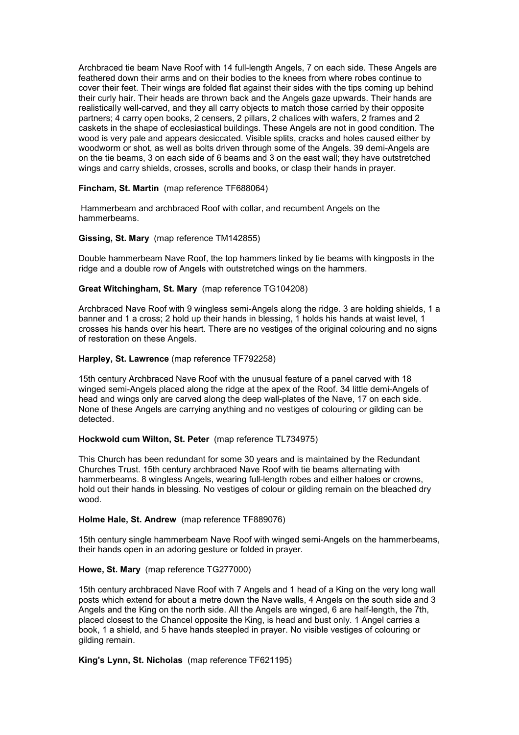Archbraced tie beam Nave Roof with 14 full-length Angels, 7 on each side. These Angels are feathered down their arms and on their bodies to the knees from where robes continue to cover their feet. Their wings are folded flat against their sides with the tips coming up behind their curly hair. Their heads are thrown back and the Angels gaze upwards. Their hands are realistically well-carved, and they all carry objects to match those carried by their opposite partners; 4 carry open books, 2 censers, 2 pillars, 2 chalices with wafers, 2 frames and 2 caskets in the shape of ecclesiastical buildings. These Angels are not in good condition. The wood is very pale and appears desiccated. Visible splits, cracks and holes caused either by woodworm or shot, as well as bolts driven through some of the Angels. 39 demi-Angels are on the tie beams, 3 on each side of 6 beams and 3 on the east wall; they have outstretched wings and carry shields, crosses, scrolls and books, or clasp their hands in prayer.

**Fincham, St. Martin** (map reference TF688064)

Hammerbeam and archbraced Roof with collar, and recumbent Angels on the hammerbeams.

**Gissing, St. Mary** (map reference TM142855)

Double hammerbeam Nave Roof, the top hammers linked by tie beams with kingposts in the ridge and a double row of Angels with outstretched wings on the hammers.

**Great Witchingham, St. Mary** (map reference TG104208)

Archbraced Nave Roof with 9 wingless semi-Angels along the ridge. 3 are holding shields, 1 a banner and 1 a cross; 2 hold up their hands in blessing, 1 holds his hands at waist level, 1 crosses his hands over his heart. There are no vestiges of the original colouring and no signs of restoration on these Angels.

**Harpley, St. Lawrence** (map reference TF792258)

15th century Archbraced Nave Roof with the unusual feature of a panel carved with 18 winged semi-Angels placed along the ridge at the apex of the Roof. 34 little demi-Angels of head and wings only are carved along the deep wall-plates of the Nave, 17 on each side. None of these Angels are carrying anything and no vestiges of colouring or gilding can be detected.

**Hockwold cum Wilton, St. Peter** (map reference TL734975)

This Church has been redundant for some 30 years and is maintained by the Redundant Churches Trust. 15th century archbraced Nave Roof with tie beams alternating with hammerbeams. 8 wingless Angels, wearing full-length robes and either haloes or crowns, hold out their hands in blessing. No vestiges of colour or gilding remain on the bleached dry wood.

**Holme Hale, St. Andrew** (map reference TF889076)

15th century single hammerbeam Nave Roof with winged semi-Angels on the hammerbeams, their hands open in an adoring gesture or folded in prayer.

**Howe, St. Mary** (map reference TG277000)

15th century archbraced Nave Roof with 7 Angels and 1 head of a King on the very long wall posts which extend for about a metre down the Nave walls, 4 Angels on the south side and 3 Angels and the King on the north side. All the Angels are winged, 6 are half-length, the 7th, placed closest to the Chancel opposite the King, is head and bust only. 1 Angel carries a book, 1 a shield, and 5 have hands steepled in prayer. No visible vestiges of colouring or gilding remain.

**King's Lynn, St. Nicholas** (map reference TF621195)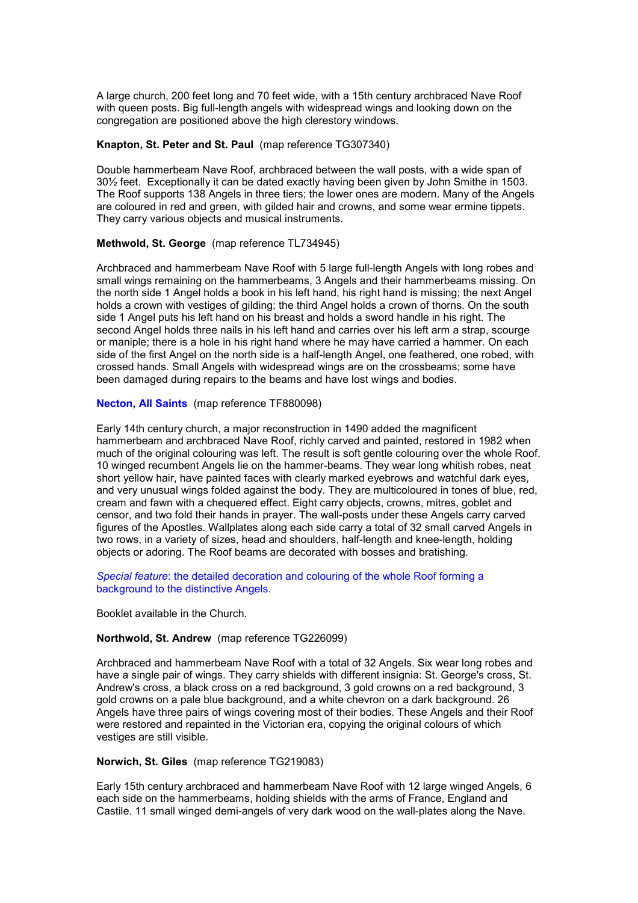A large church, 200 feet long and 70 feet wide, with a 15th century archbraced Nave Roof with queen posts. Big full-length angels with widespread wings and looking down on the congregation are positioned above the high clerestory windows.

**Knapton, St. Peter and St. Paul** (map reference TG307340)

Double hammerbeam Nave Roof, archbraced between the wall posts, with a wide span of 30½ feet. Exceptionally it can be dated exactly having been given by John Smithe in 1503. The Roof supports 138 Angels in three tiers; the lower ones are modern. Many of the Angels are coloured in red and green, with gilded hair and crowns, and some wear ermine tippets. They carry various objects and musical instruments.

**Methwold, St. George** (map reference TL734945)

Archbraced and hammerbeam Nave Roof with 5 large full-length Angels with long robes and small wings remaining on the hammerbeams, 3 Angels and their hammerbeams missing. On the north side 1 Angel holds a book in his left hand, his right hand is missing; the next Angel holds a crown with vestiges of gilding; the third Angel holds a crown of thorns. On the south side 1 Angel puts his left hand on his breast and holds a sword handle in his right. The second Angel holds three nails in his left hand and carries over his left arm a strap, scourge or maniple; there is a hole in his right hand where he may have carried a hammer. On each side of the first Angel on the north side is a half-length Angel, one feathered, one robed, with crossed hands. Small Angels with widespread wings are on the crossbeams; some have been damaged during repairs to the beams and have lost wings and bodies.

**Necton, All Saints** (map reference TF880098)

Early 14th century church, a major reconstruction in 1490 added the magnificent hammerbeam and archbraced Nave Roof, richly carved and painted, restored in 1982 when much of the original colouring was left. The result is soft gentle colouring over the whole Roof. 10 winged recumbent Angels lie on the hammer-beams. They wear long whitish robes, neat short yellow hair, have painted faces with clearly marked eyebrows and watchful dark eyes, and very unusual wings folded against the body. They are multicoloured in tones of blue, red, cream and fawn with a chequered effect. Eight carry objects, crowns, mitres, goblet and censor, and two fold their hands in prayer. The wall-posts under these Angels carry carved figures of the Apostles. Wallplates along each side carry a total of 32 small carved Angels in two rows, in a variety of sizes, head and shoulders, half-length and knee-length, holding objects or adoring. The Roof beams are decorated with bosses and bratishing.

*Special feature*: the detailed decoration and colouring of the whole Roof forming a background to the distinctive Angels.

Booklet available in the Church.

**Northwold, St. Andrew** (map reference TG226099)

Archbraced and hammerbeam Nave Roof with a total of 32 Angels. Six wear long robes and have a single pair of wings. They carry shields with different insignia: St. George's cross, St. Andrew's cross, a black cross on a red background, 3 gold crowns on a red background, 3 gold crowns on a pale blue background, and a white chevron on a dark background. 26 Angels have three pairs of wings covering most of their bodies. These Angels and their Roof were restored and repainted in the Victorian era, copying the original colours of which vestiges are still visible.

**Norwich, St. Giles** (map reference TG219083)

Early 15th century archbraced and hammerbeam Nave Roof with 12 large winged Angels, 6 each side on the hammerbeams, holding shields with the arms of France, England and Castile. 11 small winged demi-angels of very dark wood on the wall-plates along the Nave.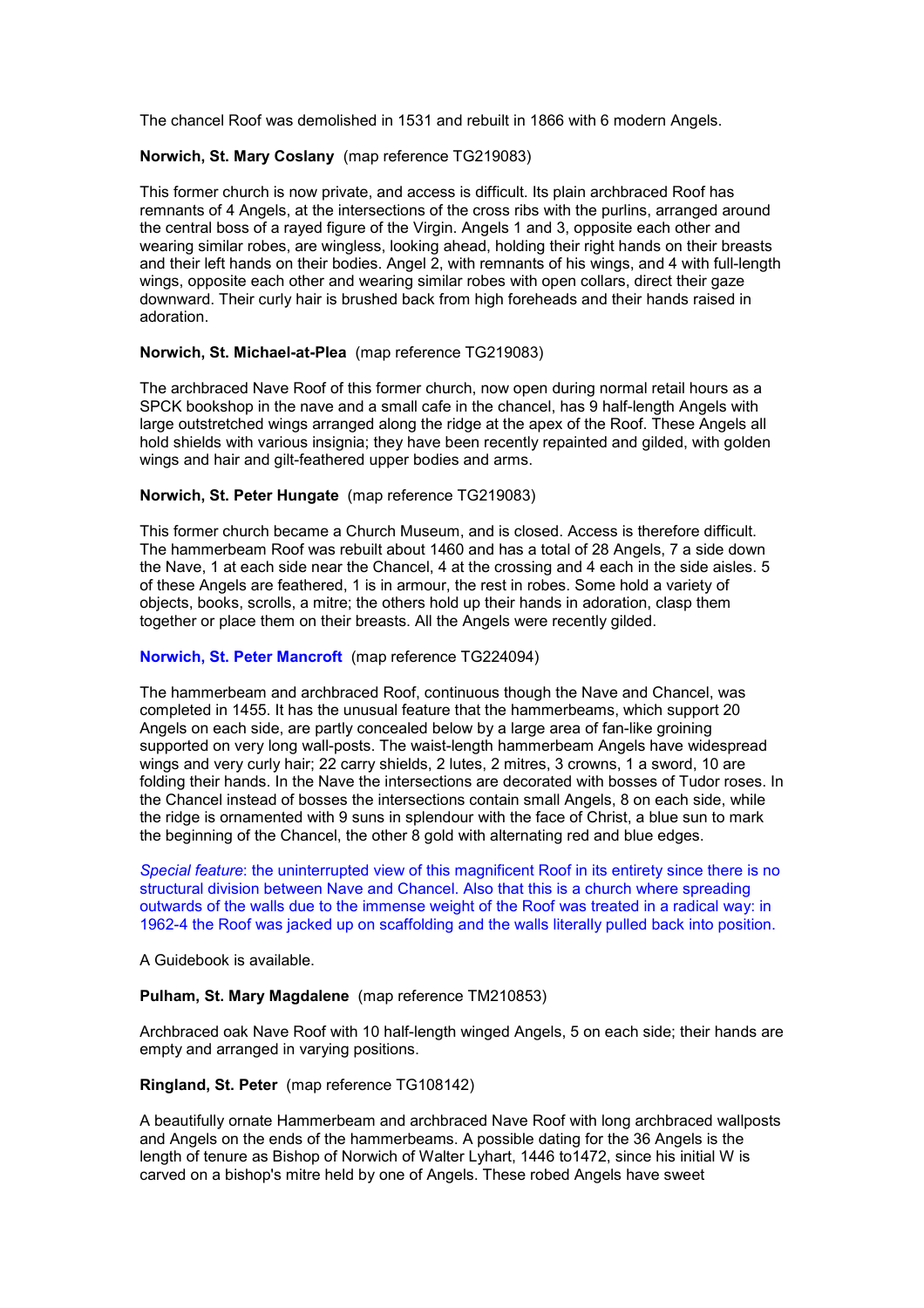The chancel Roof was demolished in 1531 and rebuilt in 1866 with 6 modern Angels.

**Norwich, St. Mary Coslany** (map reference TG219083)

This former church is now private, and access is difficult. Its plain archbraced Roof has remnants of 4 Angels, at the intersections of the cross ribs with the purlins, arranged around the central boss of a rayed figure of the Virgin. Angels 1 and 3, opposite each other and wearing similar robes, are wingless, looking ahead, holding their right hands on their breasts and their left hands on their bodies. Angel 2, with remnants of his wings, and 4 with full-length wings, opposite each other and wearing similar robes with open collars, direct their gaze downward. Their curly hair is brushed back from high foreheads and their hands raised in adoration.

**Norwich, St. Michael-at-Plea** (map reference TG219083)

The archbraced Nave Roof of this former church, now open during normal retail hours as a SPCK bookshop in the nave and a small cafe in the chancel, has 9 half-length Angels with large outstretched wings arranged along the ridge at the apex of the Roof. These Angels all hold shields with various insignia; they have been recently repainted and gilded, with golden wings and hair and gilt-feathered upper bodies and arms.

**Norwich, St. Peter Hungate** (map reference TG219083)

This former church became a Church Museum, and is closed. Access is therefore difficult. The hammerbeam Roof was rebuilt about 1460 and has a total of 28 Angels, 7 a side down the Nave, 1 at each side near the Chancel, 4 at the crossing and 4 each in the side aisles. 5 of these Angels are feathered, 1 is in armour, the rest in robes. Some hold a variety of objects, books, scrolls, a mitre; the others hold up their hands in adoration, clasp them together or place them on their breasts. All the Angels were recently gilded.

**Norwich, St. Peter Mancroft** (map reference TG224094)

The hammerbeam and archbraced Roof, continuous though the Nave and Chancel, was completed in 1455. It has the unusual feature that the hammerbeams, which support 20 Angels on each side, are partly concealed below by a large area of fan-like groining supported on very long wall-posts. The waist-length hammerbeam Angels have widespread wings and very curly hair; 22 carry shields, 2 lutes, 2 mitres, 3 crowns, 1 a sword, 10 are folding their hands. In the Nave the intersections are decorated with bosses of Tudor roses. In the Chancel instead of bosses the intersections contain small Angels, 8 on each side, while the ridge is ornamented with 9 suns in splendour with the face of Christ, a blue sun to mark the beginning of the Chancel, the other 8 gold with alternating red and blue edges.

*Special feature*: the uninterrupted view of this magnificent Roof in its entirety since there is no structural division between Nave and Chancel. Also that this is a church where spreading outwards of the walls due to the immense weight of the Roof was treated in a radical way: in 1962-4 the Roof was jacked up on scaffolding and the walls literally pulled back into position.

A Guidebook is available.

**Pulham, St. Mary Magdalene** (map reference TM210853)

Archbraced oak Nave Roof with 10 half-length winged Angels, 5 on each side; their hands are empty and arranged in varying positions.

**Ringland, St. Peter** (map reference TG108142)

A beautifully ornate Hammerbeam and archbraced Nave Roof with long archbraced wallposts and Angels on the ends of the hammerbeams. A possible dating for the 36 Angels is the length of tenure as Bishop of Norwich of Walter Lyhart, 1446 to1472, since his initial W is carved on a bishop's mitre held by one of Angels. These robed Angels have sweet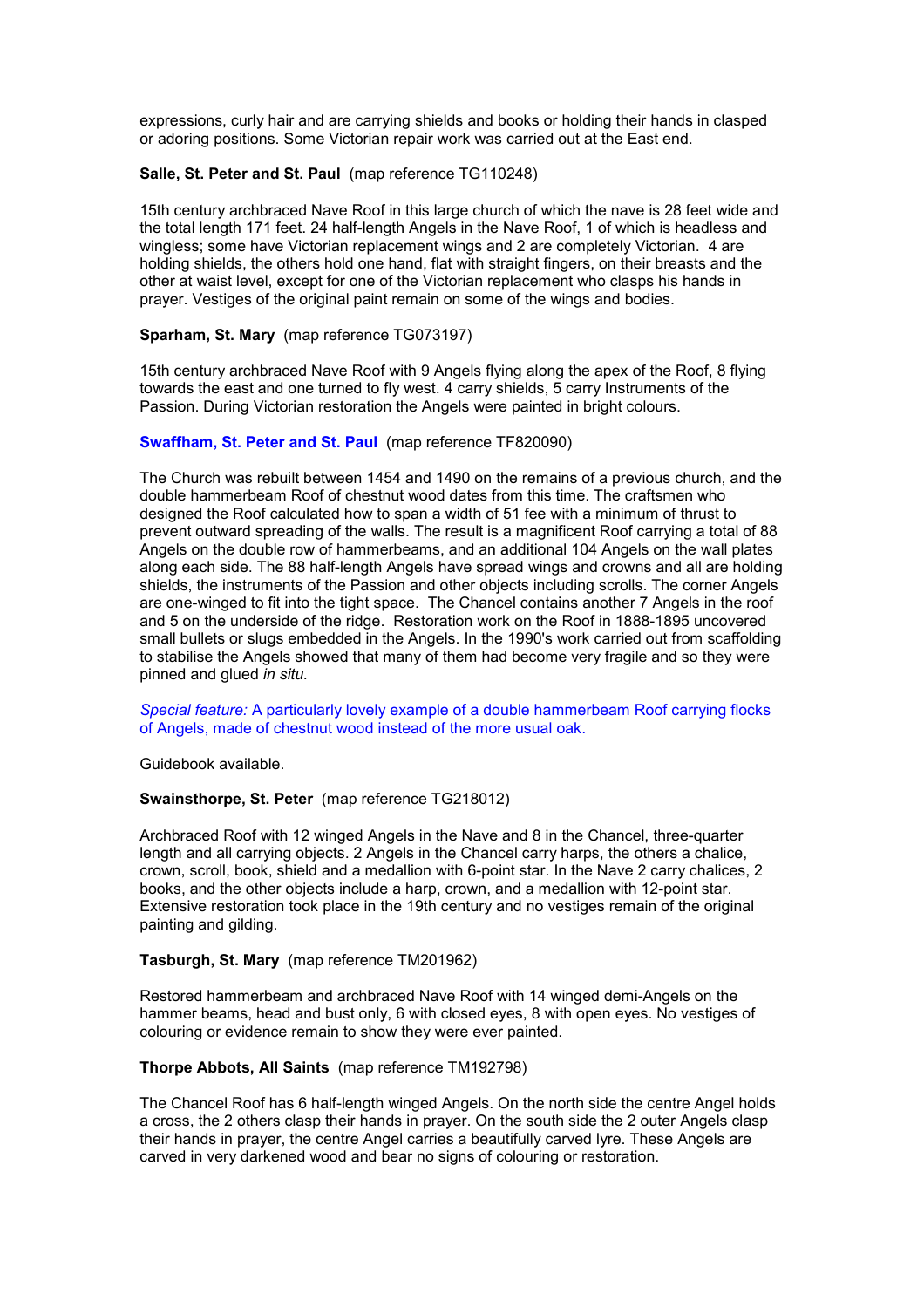expressions, curly hair and are carrying shields and books or holding their hands in clasped or adoring positions. Some Victorian repair work was carried out at the East end.

**Salle, St. Peter and St. Paul** (map reference TG110248)

15th century archbraced Nave Roof in this large church of which the nave is 28 feet wide and the total length 171 feet. 24 half-length Angels in the Nave Roof, 1 of which is headless and wingless; some have Victorian replacement wings and 2 are completely Victorian. 4 are holding shields, the others hold one hand, flat with straight fingers, on their breasts and the other at waist level, except for one of the Victorian replacement who clasps his hands in prayer. Vestiges of the original paint remain on some of the wings and bodies.

**Sparham, St. Mary** (map reference TG073197)

15th century archbraced Nave Roof with 9 Angels flying along the apex of the Roof, 8 flying towards the east and one turned to fly west. 4 carry shields, 5 carry Instruments of the Passion. During Victorian restoration the Angels were painted in bright colours.

**Swaffham, St. Peter and St. Paul** (map reference TF820090)

The Church was rebuilt between 1454 and 1490 on the remains of a previous church, and the double hammerbeam Roof of chestnut wood dates from this time. The craftsmen who designed the Roof calculated how to span a width of 51 fee with a minimum of thrust to prevent outward spreading of the walls. The result is a magnificent Roof carrying a total of 88 Angels on the double row of hammerbeams, and an additional 104 Angels on the wall plates along each side. The 88 half-length Angels have spread wings and crowns and all are holding shields, the instruments of the Passion and other objects including scrolls. The corner Angels are one-winged to fit into the tight space. The Chancel contains another 7 Angels in the roof and 5 on the underside of the ridge. Restoration work on the Roof in 1888-1895 uncovered small bullets or slugs embedded in the Angels. In the 1990's work carried out from scaffolding to stabilise the Angels showed that many of them had become very fragile and so they were pinned and glued *in situ.*

*Special feature:* A particularly lovely example of a double hammerbeam Roof carrying flocks of Angels, made of chestnut wood instead of the more usual oak.

Guidebook available.

**Swainsthorpe, St. Peter** (map reference TG218012)

Archbraced Roof with 12 winged Angels in the Nave and 8 in the Chancel, three-quarter length and all carrying objects. 2 Angels in the Chancel carry harps, the others a chalice, crown, scroll, book, shield and a medallion with 6-point star. In the Nave 2 carry chalices, 2 books, and the other objects include a harp, crown, and a medallion with 12-point star. Extensive restoration took place in the 19th century and no vestiges remain of the original painting and gilding.

**Tasburgh, St. Mary** (map reference TM201962)

Restored hammerbeam and archbraced Nave Roof with 14 winged demi-Angels on the hammer beams, head and bust only, 6 with closed eyes, 8 with open eyes. No vestiges of colouring or evidence remain to show they were ever painted.

**Thorpe Abbots, All Saints** (map reference TM192798)

The Chancel Roof has 6 half-length winged Angels. On the north side the centre Angel holds a cross, the 2 others clasp their hands in prayer. On the south side the 2 outer Angels clasp their hands in prayer, the centre Angel carries a beautifully carved lyre. These Angels are carved in very darkened wood and bear no signs of colouring or restoration.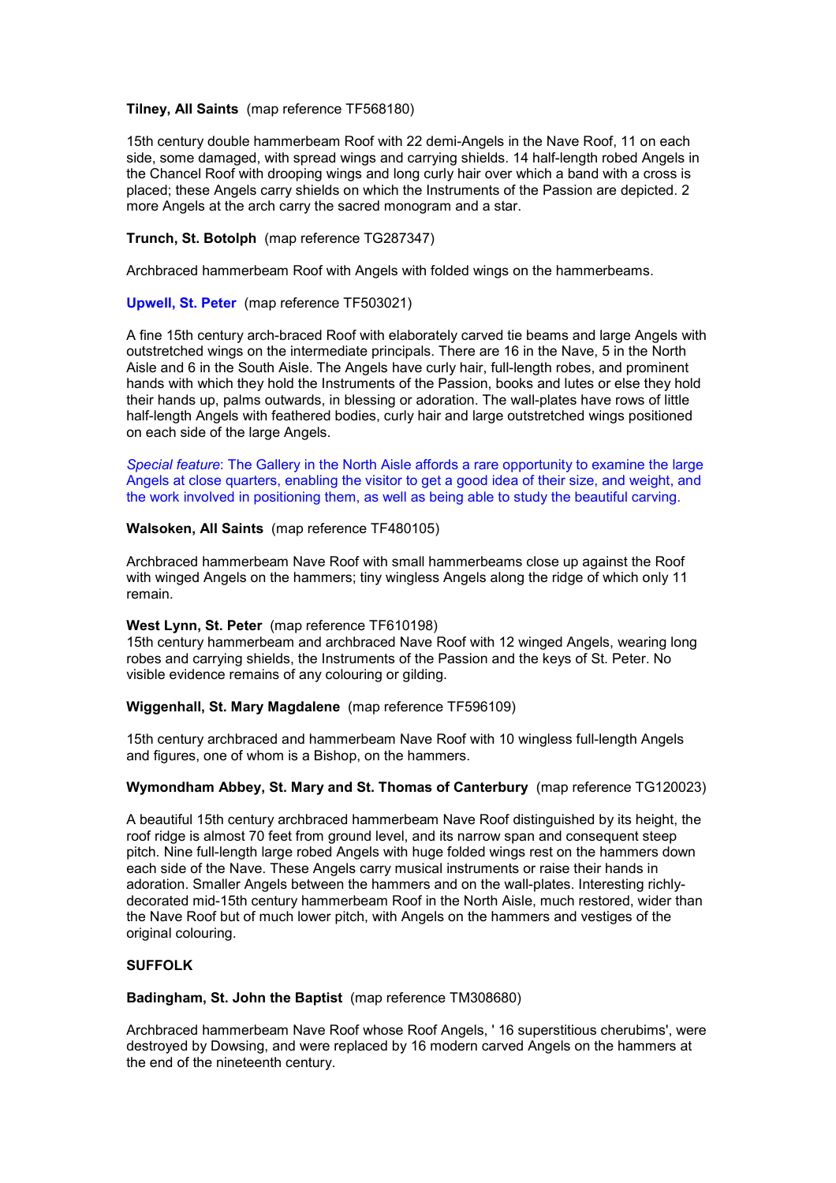**Tilney, All Saints** (map reference TF568180)

15th century double hammerbeam Roof with 22 demi-Angels in the Nave Roof, 11 on each side, some damaged, with spread wings and carrying shields. 14 half-length robed Angels in the Chancel Roof with drooping wings and long curly hair over which a band with a cross is placed; these Angels carry shields on which the Instruments of the Passion are depicted. 2 more Angels at the arch carry the sacred monogram and a star.

**Trunch, St. Botolph** (map reference TG287347)

Archbraced hammerbeam Roof with Angels with folded wings on the hammerbeams.

**Upwell, St. Peter** (map reference TF503021)

A fine 15th century arch-braced Roof with elaborately carved tie beams and large Angels with outstretched wings on the intermediate principals. There are 16 in the Nave, 5 in the North Aisle and 6 in the South Aisle. The Angels have curly hair, full-length robes, and prominent hands with which they hold the Instruments of the Passion, books and lutes or else they hold their hands up, palms outwards, in blessing or adoration. The wall-plates have rows of little half-length Angels with feathered bodies, curly hair and large outstretched wings positioned on each side of the large Angels.

*Special feature*: The Gallery in the North Aisle affords a rare opportunity to examine the large Angels at close quarters, enabling the visitor to get a good idea of their size, and weight, and the work involved in positioning them, as well as being able to study the beautiful carving.

**Walsoken, All Saints** (map reference TF480105)

Archbraced hammerbeam Nave Roof with small hammerbeams close up against the Roof with winged Angels on the hammers; tiny wingless Angels along the ridge of which only 11 remain.

**West Lynn, St. Peter** (map reference TF610198)
15th century hammerbeam and archbraced Nave Roof with 12 winged Angels, wearing long robes and carrying shields, the Instruments of the Passion and the keys of St. Peter. No visible evidence remains of any colouring or gilding.

**Wiggenhall, St. Mary Magdalene** (map reference TF596109)

15th century archbraced and hammerbeam Nave Roof with 10 wingless full-length Angels and figures, one of whom is a Bishop, on the hammers.

**Wymondham Abbey, St. Mary and St. Thomas of Canterbury** (map reference TG120023)

A beautiful 15th century archbraced hammerbeam Nave Roof distinguished by its height, the roof ridge is almost 70 feet from ground level, and its narrow span and consequent steep pitch. Nine full-length large robed Angels with huge folded wings rest on the hammers down each side of the Nave. These Angels carry musical instruments or raise their hands in adoration. Smaller Angels between the hammers and on the wall-plates. Interesting richly-decorated mid-15th century hammerbeam Roof in the North Aisle, much restored, wider than the Nave Roof but of much lower pitch, with Angels on the hammers and vestiges of the original colouring.

## SUFFOLK

**Badingham, St. John the Baptist** (map reference TM308680)

Archbraced hammerbeam Nave Roof whose Roof Angels, ' 16 superstitious cherubims', were destroyed by Dowsing, and were replaced by 16 modern carved Angels on the hammers at the end of the nineteenth century.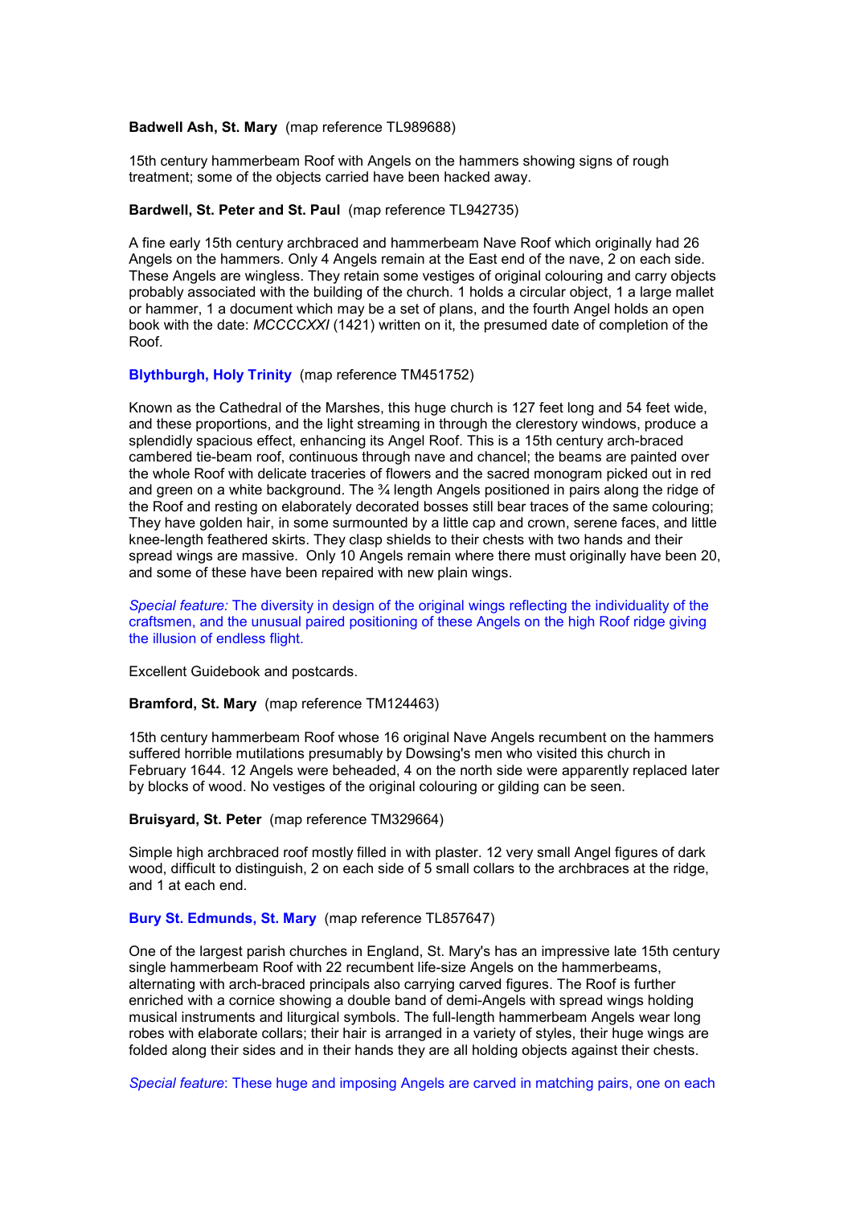**Badwell Ash, St. Mary** (map reference TL989688)

15th century hammerbeam Roof with Angels on the hammers showing signs of rough treatment; some of the objects carried have been hacked away.

**Bardwell, St. Peter and St. Paul** (map reference TL942735)

A fine early 15th century archbraced and hammerbeam Nave Roof which originally had 26 Angels on the hammers. Only 4 Angels remain at the East end of the nave, 2 on each side. These Angels are wingless. They retain some vestiges of original colouring and carry objects probably associated with the building of the church. 1 holds a circular object, 1 a large mallet or hammer, 1 a document which may be a set of plans, and the fourth Angel holds an open book with the date: *MCCCCXXI* (1421) written on it, the presumed date of completion of the Roof.

**Blythburgh, Holy Trinity** (map reference TM451752)

Known as the Cathedral of the Marshes, this huge church is 127 feet long and 54 feet wide, and these proportions, and the light streaming in through the clerestory windows, produce a splendidly spacious effect, enhancing its Angel Roof. This is a 15th century arch-braced cambered tie-beam roof, continuous through nave and chancel; the beams are painted over the whole Roof with delicate traceries of flowers and the sacred monogram picked out in red and green on a white background. The ¾ length Angels positioned in pairs along the ridge of the Roof and resting on elaborately decorated bosses still bear traces of the same colouring; They have golden hair, in some surmounted by a little cap and crown, serene faces, and little knee-length feathered skirts. They clasp shields to their chests with two hands and their spread wings are massive. Only 10 Angels remain where there must originally have been 20, and some of these have been repaired with new plain wings.

*Special feature:* The diversity in design of the original wings reflecting the individuality of the craftsmen, and the unusual paired positioning of these Angels on the high Roof ridge giving the illusion of endless flight.

Excellent Guidebook and postcards.

**Bramford, St. Mary** (map reference TM124463)

15th century hammerbeam Roof whose 16 original Nave Angels recumbent on the hammers suffered horrible mutilations presumably by Dowsing's men who visited this church in February 1644. 12 Angels were beheaded, 4 on the north side were apparently replaced later by blocks of wood. No vestiges of the original colouring or gilding can be seen.

**Bruisyard, St. Peter** (map reference TM329664)

Simple high archbraced roof mostly filled in with plaster. 12 very small Angel figures of dark wood, difficult to distinguish, 2 on each side of 5 small collars to the archbraces at the ridge, and 1 at each end.

**Bury St. Edmunds, St. Mary** (map reference TL857647)

One of the largest parish churches in England, St. Mary's has an impressive late 15th century single hammerbeam Roof with 22 recumbent life-size Angels on the hammerbeams, alternating with arch-braced principals also carrying carved figures. The Roof is further enriched with a cornice showing a double band of demi-Angels with spread wings holding musical instruments and liturgical symbols. The full-length hammerbeam Angels wear long robes with elaborate collars; their hair is arranged in a variety of styles, their huge wings are folded along their sides and in their hands they are all holding objects against their chests.

*Special feature*: These huge and imposing Angels are carved in matching pairs, one on each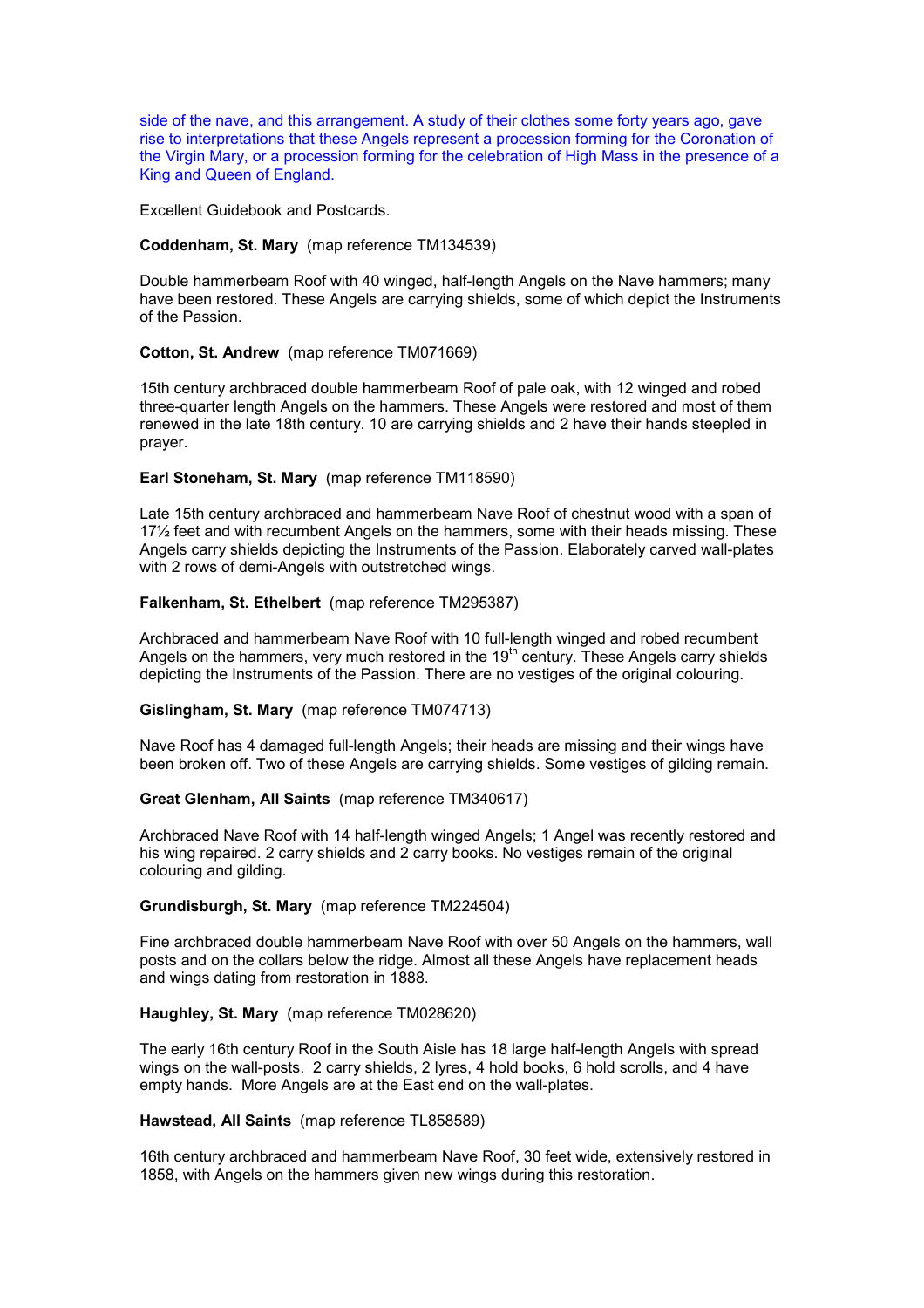side of the nave, and this arrangement. A study of their clothes some forty years ago, gave rise to interpretations that these Angels represent a procession forming for the Coronation of the Virgin Mary, or a procession forming for the celebration of High Mass in the presence of a King and Queen of England.

Excellent Guidebook and Postcards.

**Coddenham, St. Mary** (map reference TM134539)

Double hammerbeam Roof with 40 winged, half-length Angels on the Nave hammers; many have been restored. These Angels are carrying shields, some of which depict the Instruments of the Passion.

**Cotton, St. Andrew** (map reference TM071669)

15th century archbraced double hammerbeam Roof of pale oak, with 12 winged and robed three-quarter length Angels on the hammers. These Angels were restored and most of them renewed in the late 18th century. 10 are carrying shields and 2 have their hands steepled in prayer.

**Earl Stoneham, St. Mary** (map reference TM118590)

Late 15th century archbraced and hammerbeam Nave Roof of chestnut wood with a span of 17½ feet and with recumbent Angels on the hammers, some with their heads missing. These Angels carry shields depicting the Instruments of the Passion. Elaborately carved wall-plates with 2 rows of demi-Angels with outstretched wings.

**Falkenham, St. Ethelbert** (map reference TM295387)

Archbraced and hammerbeam Nave Roof with 10 full-length winged and robed recumbent Angels on the hammers, very much restored in the 19th century. These Angels carry shields depicting the Instruments of the Passion. There are no vestiges of the original colouring.

**Gislingham, St. Mary** (map reference TM074713)

Nave Roof has 4 damaged full-length Angels; their heads are missing and their wings have been broken off. Two of these Angels are carrying shields. Some vestiges of gilding remain.

**Great Glenham, All Saints** (map reference TM340617)

Archbraced Nave Roof with 14 half-length winged Angels; 1 Angel was recently restored and his wing repaired. 2 carry shields and 2 carry books. No vestiges remain of the original colouring and gilding.

**Grundisburgh, St. Mary** (map reference TM224504)

Fine archbraced double hammerbeam Nave Roof with over 50 Angels on the hammers, wall posts and on the collars below the ridge. Almost all these Angels have replacement heads and wings dating from restoration in 1888.

**Haughley, St. Mary** (map reference TM028620)

The early 16th century Roof in the South Aisle has 18 large half-length Angels with spread wings on the wall-posts. 2 carry shields, 2 lyres, 4 hold books, 6 hold scrolls, and 4 have empty hands. More Angels are at the East end on the wall-plates.

**Hawstead, All Saints** (map reference TL858589)

16th century archbraced and hammerbeam Nave Roof, 30 feet wide, extensively restored in 1858, with Angels on the hammers given new wings during this restoration.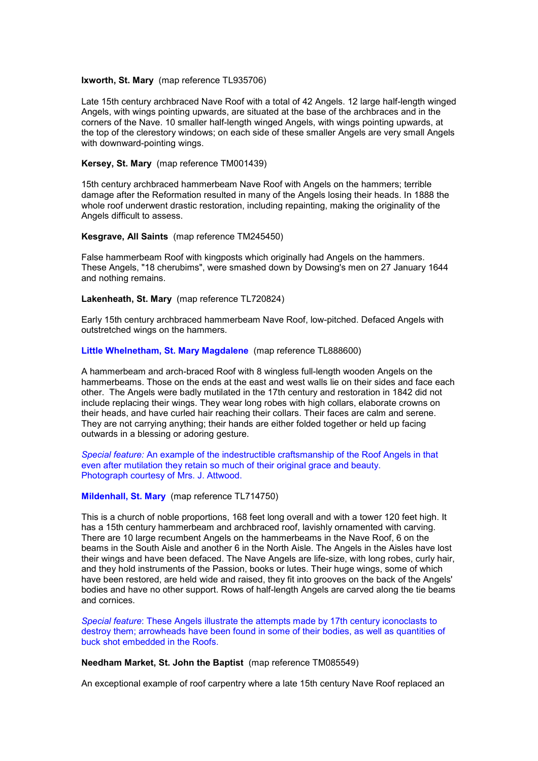**Ixworth, St. Mary** (map reference TL935706)

Late 15th century archbraced Nave Roof with a total of 42 Angels. 12 large half-length winged Angels, with wings pointing upwards, are situated at the base of the archbraces and in the corners of the Nave. 10 smaller half-length winged Angels, with wings pointing upwards, at the top of the clerestory windows; on each side of these smaller Angels are very small Angels with downward-pointing wings.

**Kersey, St. Mary** (map reference TM001439)

15th century archbraced hammerbeam Nave Roof with Angels on the hammers; terrible damage after the Reformation resulted in many of the Angels losing their heads. In 1888 the whole roof underwent drastic restoration, including repainting, making the originality of the Angels difficult to assess.

**Kesgrave, All Saints** (map reference TM245450)

False hammerbeam Roof with kingposts which originally had Angels on the hammers. These Angels, "18 cherubims", were smashed down by Dowsing's men on 27 January 1644 and nothing remains.

**Lakenheath, St. Mary** (map reference TL720824)

Early 15th century archbraced hammerbeam Nave Roof, low-pitched. Defaced Angels with outstretched wings on the hammers.

**Little Whelnetham, St. Mary Magdalene** (map reference TL888600)

A hammerbeam and arch-braced Roof with 8 wingless full-length wooden Angels on the hammerbeams. Those on the ends at the east and west walls lie on their sides and face each other. The Angels were badly mutilated in the 17th century and restoration in 1842 did not include replacing their wings. They wear long robes with high collars, elaborate crowns on their heads, and have curled hair reaching their collars. Their faces are calm and serene. They are not carrying anything; their hands are either folded together or held up facing outwards in a blessing or adoring gesture.

*Special feature:* An example of the indestructible craftsmanship of the Roof Angels in that even after mutilation they retain so much of their original grace and beauty.
Photograph courtesy of Mrs. J. Attwood.

**Mildenhall, St. Mary** (map reference TL714750)

This is a church of noble proportions, 168 feet long overall and with a tower 120 feet high. It has a 15th century hammerbeam and archbraced roof, lavishly ornamented with carving. There are 10 large recumbent Angels on the hammerbeams in the Nave Roof, 6 on the beams in the South Aisle and another 6 in the North Aisle. The Angels in the Aisles have lost their wings and have been defaced. The Nave Angels are life-size, with long robes, curly hair, and they hold instruments of the Passion, books or lutes. Their huge wings, some of which have been restored, are held wide and raised, they fit into grooves on the back of the Angels' bodies and have no other support. Rows of half-length Angels are carved along the tie beams and cornices.

*Special feature*: These Angels illustrate the attempts made by 17th century iconoclasts to destroy them; arrowheads have been found in some of their bodies, as well as quantities of buck shot embedded in the Roofs.

**Needham Market, St. John the Baptist** (map reference TM085549)

An exceptional example of roof carpentry where a late 15th century Nave Roof replaced an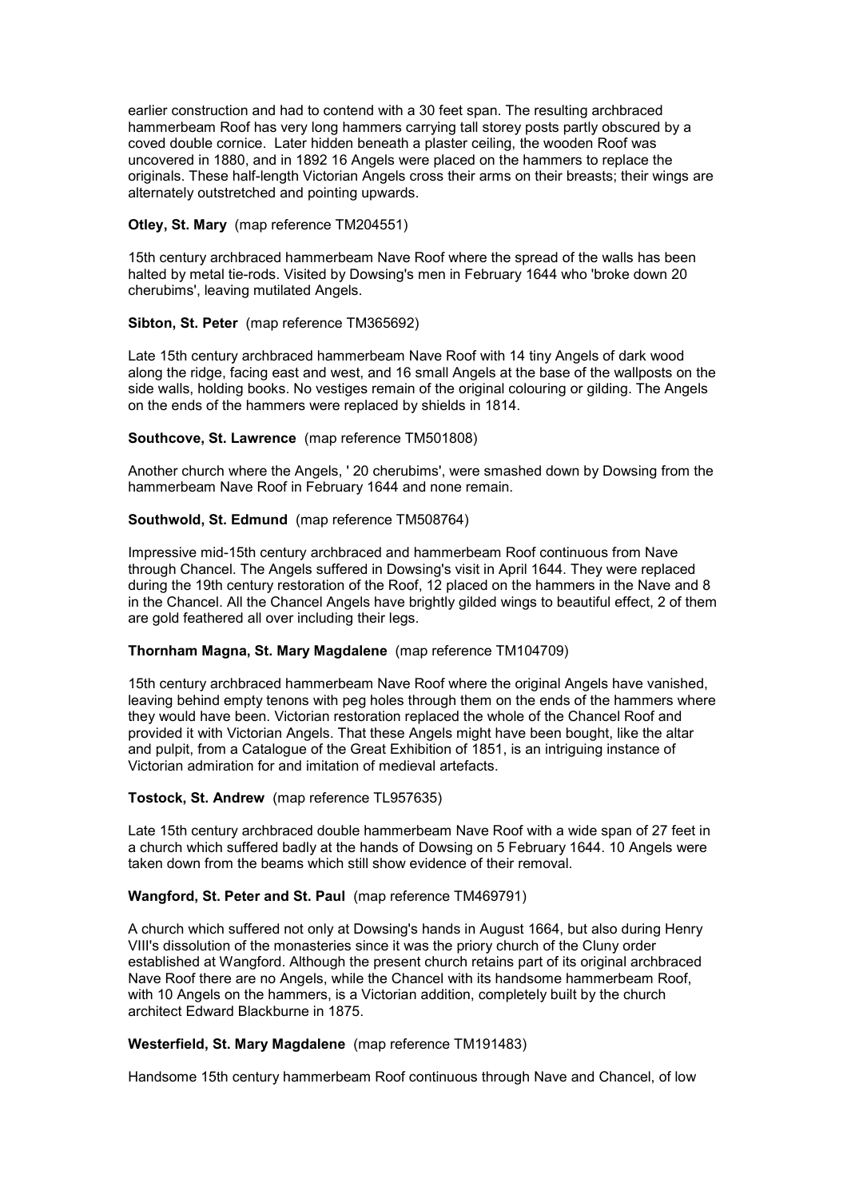earlier construction and had to contend with a 30 feet span. The resulting archbraced hammerbeam Roof has very long hammers carrying tall storey posts partly obscured by a coved double cornice. Later hidden beneath a plaster ceiling, the wooden Roof was uncovered in 1880, and in 1892 16 Angels were placed on the hammers to replace the originals. These half-length Victorian Angels cross their arms on their breasts; their wings are alternately outstretched and pointing upwards.

**Otley, St. Mary** (map reference TM204551)

15th century archbraced hammerbeam Nave Roof where the spread of the walls has been halted by metal tie-rods. Visited by Dowsing's men in February 1644 who 'broke down 20 cherubims', leaving mutilated Angels.

**Sibton, St. Peter** (map reference TM365692)

Late 15th century archbraced hammerbeam Nave Roof with 14 tiny Angels of dark wood along the ridge, facing east and west, and 16 small Angels at the base of the wallposts on the side walls, holding books. No vestiges remain of the original colouring or gilding. The Angels on the ends of the hammers were replaced by shields in 1814.

**Southcove, St. Lawrence** (map reference TM501808)

Another church where the Angels, ' 20 cherubims', were smashed down by Dowsing from the hammerbeam Nave Roof in February 1644 and none remain.

**Southwold, St. Edmund** (map reference TM508764)

Impressive mid-15th century archbraced and hammerbeam Roof continuous from Nave through Chancel. The Angels suffered in Dowsing's visit in April 1644. They were replaced during the 19th century restoration of the Roof, 12 placed on the hammers in the Nave and 8 in the Chancel. All the Chancel Angels have brightly gilded wings to beautiful effect, 2 of them are gold feathered all over including their legs.

**Thornham Magna, St. Mary Magdalene** (map reference TM104709)

15th century archbraced hammerbeam Nave Roof where the original Angels have vanished, leaving behind empty tenons with peg holes through them on the ends of the hammers where they would have been. Victorian restoration replaced the whole of the Chancel Roof and provided it with Victorian Angels. That these Angels might have been bought, like the altar and pulpit, from a Catalogue of the Great Exhibition of 1851, is an intriguing instance of Victorian admiration for and imitation of medieval artefacts.

**Tostock, St. Andrew** (map reference TL957635)

Late 15th century archbraced double hammerbeam Nave Roof with a wide span of 27 feet in a church which suffered badly at the hands of Dowsing on 5 February 1644. 10 Angels were taken down from the beams which still show evidence of their removal.

**Wangford, St. Peter and St. Paul** (map reference TM469791)

A church which suffered not only at Dowsing's hands in August 1664, but also during Henry VIII's dissolution of the monasteries since it was the priory church of the Cluny order established at Wangford. Although the present church retains part of its original archbraced Nave Roof there are no Angels, while the Chancel with its handsome hammerbeam Roof, with 10 Angels on the hammers, is a Victorian addition, completely built by the church architect Edward Blackburne in 1875.

**Westerfield, St. Mary Magdalene** (map reference TM191483)

Handsome 15th century hammerbeam Roof continuous through Nave and Chancel, of low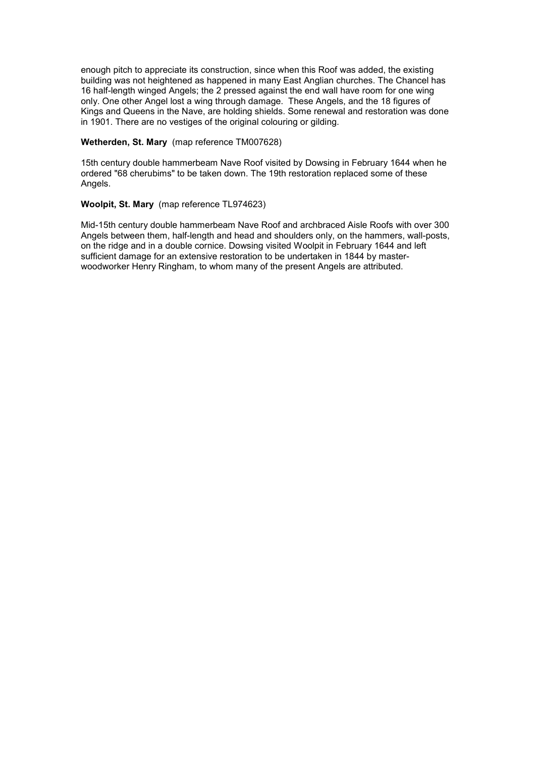enough pitch to appreciate its construction, since when this Roof was added, the existing building was not heightened as happened in many East Anglian churches. The Chancel has 16 half-length winged Angels; the 2 pressed against the end wall have room for one wing only. One other Angel lost a wing through damage. These Angels, and the 18 figures of Kings and Queens in the Nave, are holding shields. Some renewal and restoration was done in 1901. There are no vestiges of the original colouring or gilding.

**Wetherden, St. Mary** (map reference TM007628)

15th century double hammerbeam Nave Roof visited by Dowsing in February 1644 when he ordered "68 cherubims" to be taken down. The 19th restoration replaced some of these Angels.

**Woolpit, St. Mary** (map reference TL974623)

Mid-15th century double hammerbeam Nave Roof and archbraced Aisle Roofs with over 300 Angels between them, half-length and head and shoulders only, on the hammers, wall-posts, on the ridge and in a double cornice. Dowsing visited Woolpit in February 1644 and left sufficient damage for an extensive restoration to be undertaken in 1844 by master-woodworker Henry Ringham, to whom many of the present Angels are attributed.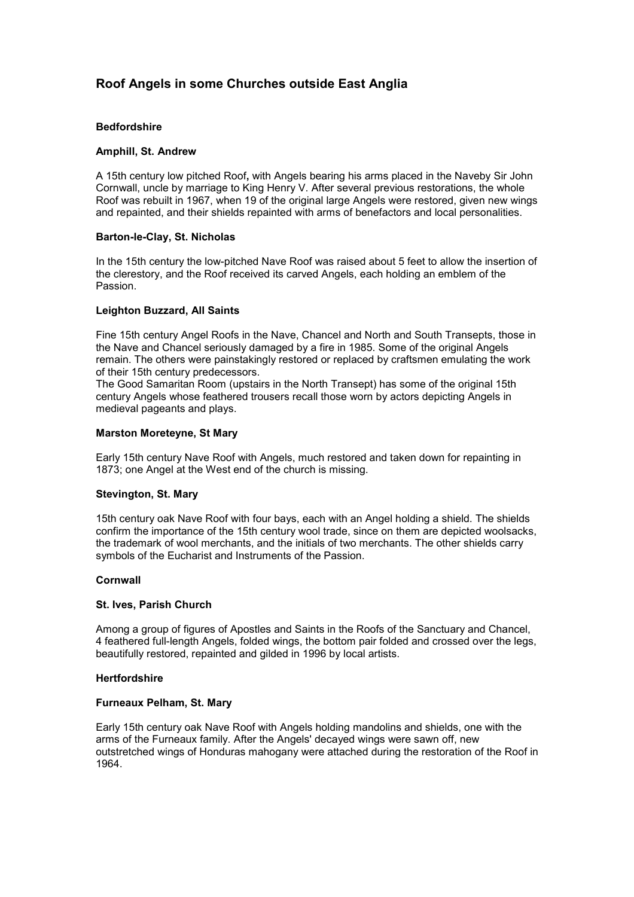# Roof Angels in some Churches outside East Anglia

**Bedfordshire**

**Amphill, St. Andrew**

A 15th century low pitched Roof**,** with Angels bearing his arms placed in the Naveby Sir John Cornwall, uncle by marriage to King Henry V. After several previous restorations, the whole Roof was rebuilt in 1967, when 19 of the original large Angels were restored, given new wings and repainted, and their shields repainted with arms of benefactors and local personalities.

**Barton-le-Clay, St. Nicholas**

In the 15th century the low-pitched Nave Roof was raised about 5 feet to allow the insertion of the clerestory, and the Roof received its carved Angels, each holding an emblem of the Passion.

**Leighton Buzzard, All Saints**

Fine 15th century Angel Roofs in the Nave, Chancel and North and South Transepts, those in the Nave and Chancel seriously damaged by a fire in 1985. Some of the original Angels remain. The others were painstakingly restored or replaced by craftsmen emulating the work of their 15th century predecessors.
The Good Samaritan Room (upstairs in the North Transept) has some of the original 15th century Angels whose feathered trousers recall those worn by actors depicting Angels in medieval pageants and plays.

**Marston Moreteyne, St Mary**

Early 15th century Nave Roof with Angels, much restored and taken down for repainting in 1873; one Angel at the West end of the church is missing.

**Stevington, St. Mary**

15th century oak Nave Roof with four bays, each with an Angel holding a shield. The shields confirm the importance of the 15th century wool trade, since on them are depicted woolsacks, the trademark of wool merchants, and the initials of two merchants. The other shields carry symbols of the Eucharist and Instruments of the Passion.

**Cornwall**

**St. Ives, Parish Church**

Among a group of figures of Apostles and Saints in the Roofs of the Sanctuary and Chancel, 4 feathered full-length Angels, folded wings, the bottom pair folded and crossed over the legs, beautifully restored, repainted and gilded in 1996 by local artists.

**Hertfordshire**

**Furneaux Pelham, St. Mary**

Early 15th century oak Nave Roof with Angels holding mandolins and shields, one with the arms of the Furneaux family. After the Angels' decayed wings were sawn off, new outstretched wings of Honduras mahogany were attached during the restoration of the Roof in 1964.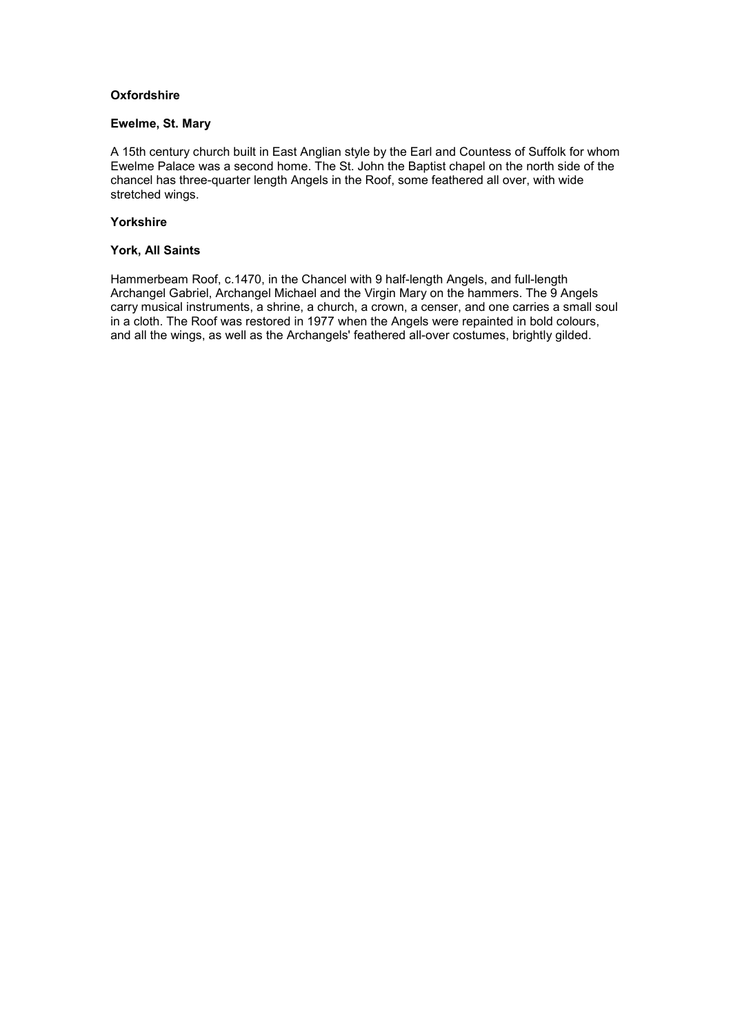## Oxfordshire

### Ewelme, St. Mary

A 15th century church built in East Anglian style by the Earl and Countess of Suffolk for whom Ewelme Palace was a second home. The St. John the Baptist chapel on the north side of the chancel has three-quarter length Angels in the Roof, some feathered all over, with wide stretched wings.

## Yorkshire

### York, All Saints

Hammerbeam Roof, c.1470, in the Chancel with 9 half-length Angels, and full-length Archangel Gabriel, Archangel Michael and the Virgin Mary on the hammers. The 9 Angels carry musical instruments, a shrine, a church, a crown, a censer, and one carries a small soul in a cloth. The Roof was restored in 1977 when the Angels were repainted in bold colours, and all the wings, as well as the Archangels' feathered all-over costumes, brightly gilded.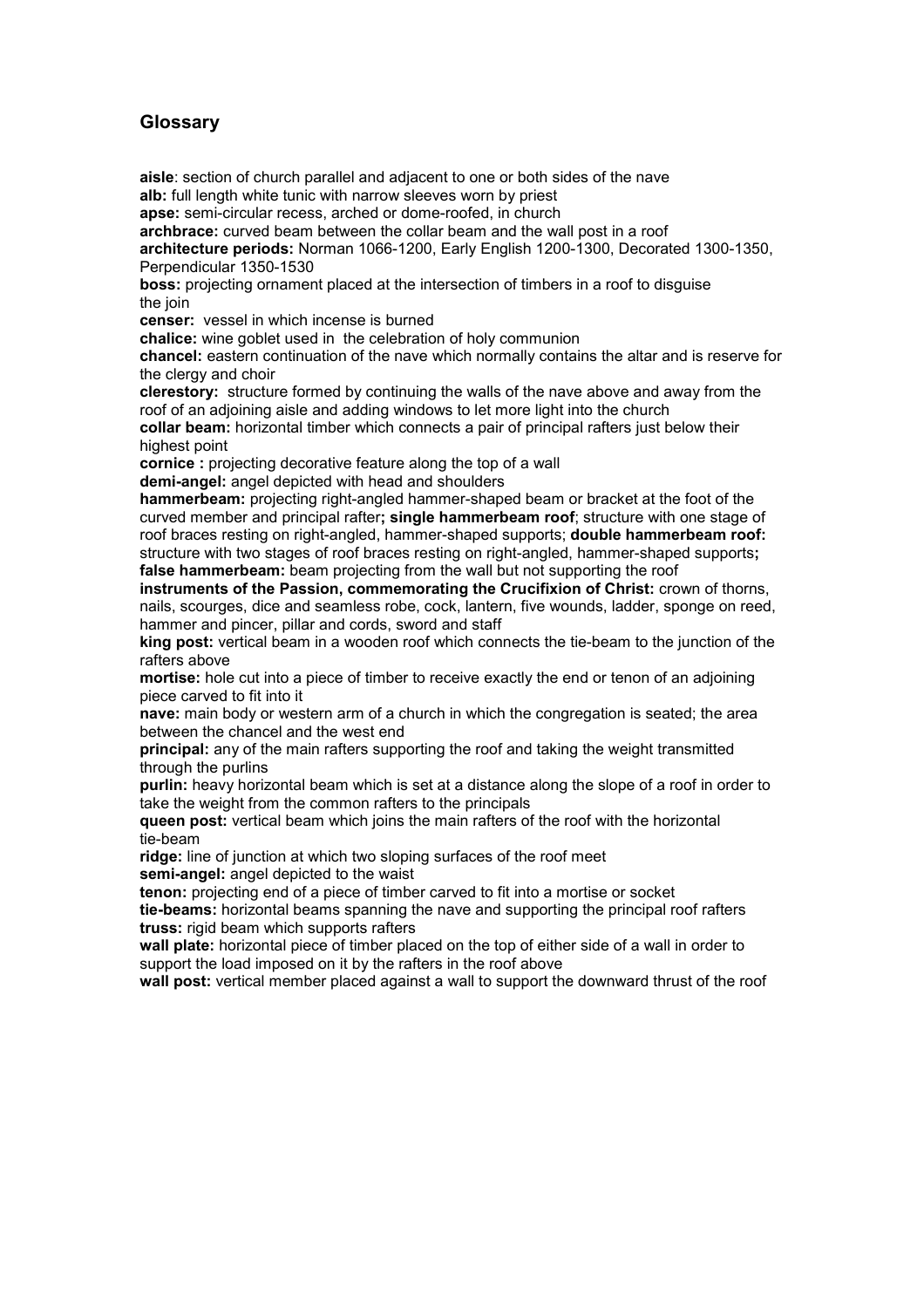## Glossary

**aisle**: section of church parallel and adjacent to one or both sides of the nave
**alb:** full length white tunic with narrow sleeves worn by priest
**apse:** semi-circular recess, arched or dome-roofed, in church
**archbrace:** curved beam between the collar beam and the wall post in a roof
**architecture periods:** Norman 1066-1200, Early English 1200-1300, Decorated 1300-1350, Perpendicular 1350-1530
**boss:** projecting ornament placed at the intersection of timbers in a roof to disguise the join
**censer:** vessel in which incense is burned
**chalice:** wine goblet used in the celebration of holy communion
**chancel:** eastern continuation of the nave which normally contains the altar and is reserve for the clergy and choir
**clerestory:** structure formed by continuing the walls of the nave above and away from the roof of an adjoining aisle and adding windows to let more light into the church
**collar beam:** horizontal timber which connects a pair of principal rafters just below their highest point
**cornice :** projecting decorative feature along the top of a wall
**demi-angel:** angel depicted with head and shoulders
**hammerbeam:** projecting right-angled hammer-shaped beam or bracket at the foot of the curved member and principal rafter**; single hammerbeam roof**; structure with one stage of roof braces resting on right-angled, hammer-shaped supports; **double hammerbeam roof:** structure with two stages of roof braces resting on right-angled, hammer-shaped supports**; false hammerbeam:** beam projecting from the wall but not supporting the roof
**instruments of the Passion, commemorating the Crucifixion of Christ:** crown of thorns, nails, scourges, dice and seamless robe, cock, lantern, five wounds, ladder, sponge on reed, hammer and pincer, pillar and cords, sword and staff
**king post:** vertical beam in a wooden roof which connects the tie-beam to the junction of the rafters above
**mortise:** hole cut into a piece of timber to receive exactly the end or tenon of an adjoining piece carved to fit into it
**nave:** main body or western arm of a church in which the congregation is seated; the area between the chancel and the west end
**principal:** any of the main rafters supporting the roof and taking the weight transmitted through the purlins
**purlin:** heavy horizontal beam which is set at a distance along the slope of a roof in order to take the weight from the common rafters to the principals
**queen post:** vertical beam which joins the main rafters of the roof with the horizontal tie-beam
**ridge:** line of junction at which two sloping surfaces of the roof meet
**semi-angel:** angel depicted to the waist
**tenon:** projecting end of a piece of timber carved to fit into a mortise or socket
**tie-beams:** horizontal beams spanning the nave and supporting the principal roof rafters
**truss:** rigid beam which supports rafters
**wall plate:** horizontal piece of timber placed on the top of either side of a wall in order to support the load imposed on it by the rafters in the roof above
**wall post:** vertical member placed against a wall to support the downward thrust of the roof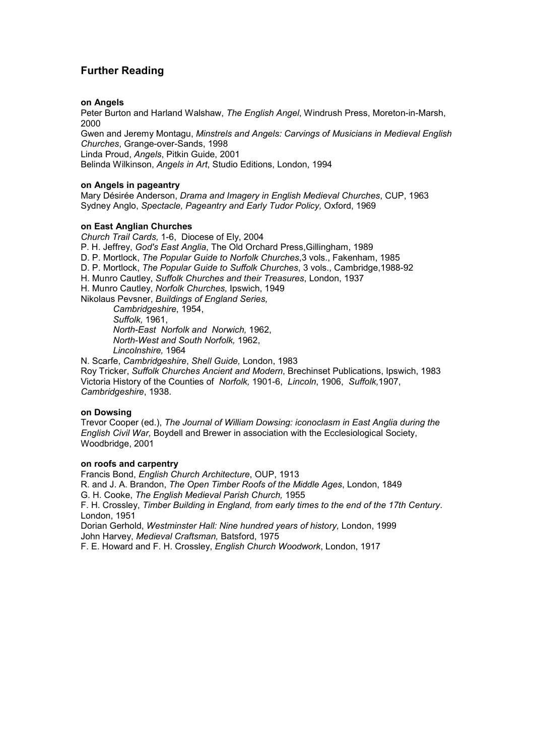## Further Reading

**on Angels**

Peter Burton and Harland Walshaw, *The English Angel*, Windrush Press, Moreton-in-Marsh, 2000

Gwen and Jeremy Montagu, *Minstrels and Angels: Carvings of Musicians in Medieval English Churches*, Grange-over-Sands, 1998

Linda Proud, *Angels*, Pitkin Guide, 2001

Belinda Wilkinson, *Angels in Art*, Studio Editions, London, 1994

**on Angels in pageantry**

Mary Désirée Anderson, *Drama and Imagery in English Medieval Churches*, CUP, 1963

Sydney Anglo, *Spectacle, Pageantry and Early Tudor Policy,* Oxford, 1969

**on East Anglian Churches**

*Church Trail Cards,* 1-6, Diocese of Ely, 2004

P. H. Jeffrey, *God's East Anglia*, The Old Orchard Press,Gillingham, 1989

D. P. Mortlock, *The Popular Guide to Norfolk Churches*,3 vols., Fakenham, 1985

D. P. Mortlock, *The Popular Guide to Suffolk Churches*, 3 vols., Cambridge,1988-92

H. Munro Cautley, *Suffolk Churches and their Treasures*, London, 1937

H. Munro Cautley, *Norfolk Churches,* Ipswich, 1949

Nikolaus Pevsner, *Buildings of England Series,*

*Cambridgeshire*, 1954,
*Suffolk,* 1961,
*North-East Norfolk and Norwich,* 1962,
*North-West and South Norfolk,* 1962,
*Lincolnshire,* 1964

N. Scarfe, *Cambridgeshire*, *Shell Guide,* London, 1983

Roy Tricker, *Suffolk Churches Ancient and Modern*, Brechinset Publications, Ipswich, 1983

Victoria History of the Counties of *Norfolk,* 1901-6, *Lincoln*, 1906, *Suffolk,*1907, *Cambridgeshire*, 1938.

**on Dowsing**

Trevor Cooper (ed.), *The Journal of William Dowsing: iconoclasm in East Anglia during the English Civil War,* Boydell and Brewer in association with the Ecclesiological Society, Woodbridge, 2001

**on roofs and carpentry**

Francis Bond, *English Church Architecture*, OUP, 1913

R. and J. A. Brandon, *The Open Timber Roofs of the Middle Ages*, London, 1849

G. H. Cooke, *The English Medieval Parish Church,* 1955

F. H. Crossley, *Timber Building in England, from early times to the end of the 17th Century*. London, 1951

Dorian Gerhold, *Westminster Hall: Nine hundred years of history,* London, 1999

John Harvey, *Medieval Craftsman,* Batsford, 1975

F. E. Howard and F. H. Crossley, *English Church Woodwork*, London, 1917